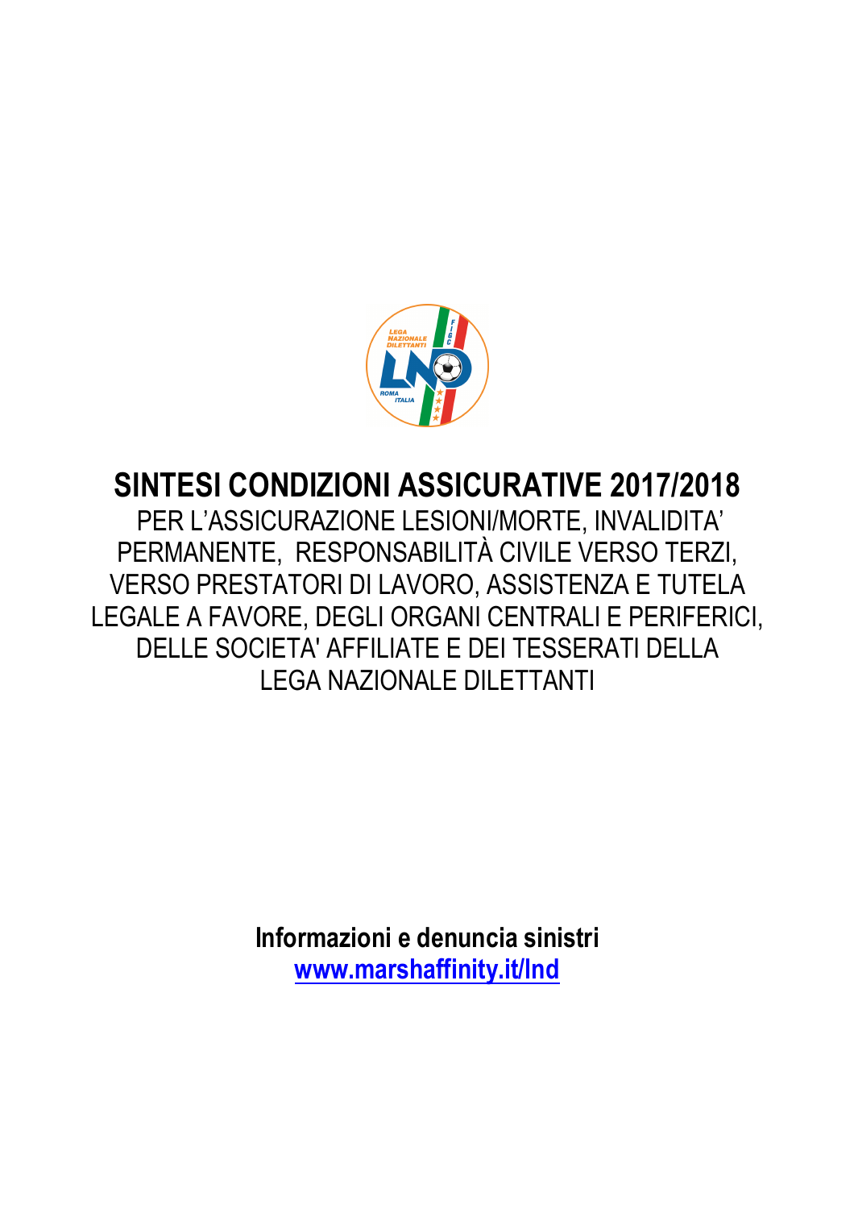# SINTESI CONDIZIONI ASSICURATIVE 2017/2018

PER L'ASSICURAZIONE LESIONI/MORTE, INVALIDITA' PERMANENTE, RESPONSABILITÀ CIVILE VERSO TERZI, VERSO PRESTATORI DI LAVORO, ASSISTENZA E TUTELA LEGALE A FAVORE, DEGLI ORGANI CENTRALI E PERIFERICI, DELLE SOCIETA' AFFILIATE E DEI TESSERATI DELLA LEGA NAZIONALE DILETTANTI

**Informazioni e denuncia sinistri**
**www.marshaffinity.it/lnd**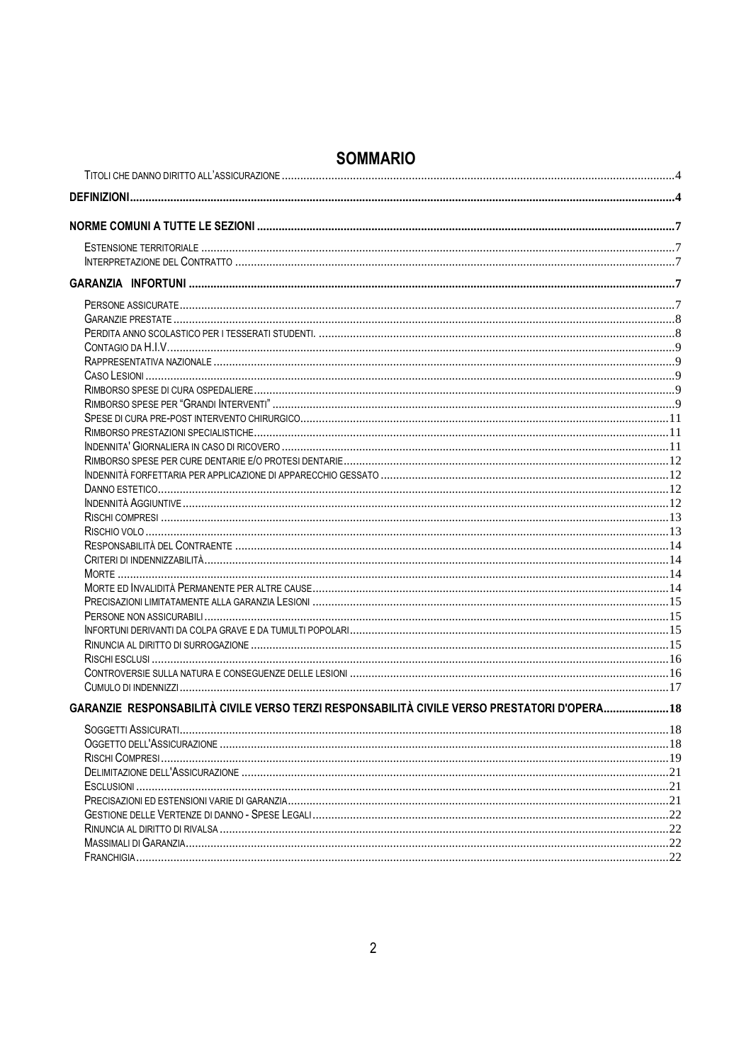# SOMMARIO

TITOLI CHE DANNO DIRITTO ALL'ASSICURAZIONE ........................................ 4

**DEFINIZIONI** ........................................ **4**

**NORME COMUNI A TUTTE LE SEZIONI** ........................................ **7**

ESTENSIONE TERRITORIALE ........................................ 7
INTERPRETAZIONE DEL CONTRATTO ........................................ 7

**GARANZIA INFORTUNI** ........................................ **7**

PERSONE ASSICURATE ........................................ 7
GARANZIE PRESTATE ........................................ 8
PERDITA ANNO SCOLASTICO PER I TESSERATI STUDENTI. ........................................ 8
CONTAGIO DA H.I.V. ........................................ 9
RAPPRESENTATIVA NAZIONALE ........................................ 9
CASO LESIONI ........................................ 9
RIMBORSO SPESE DI CURA OSPEDALIERE ........................................ 9
RIMBORSO SPESE PER "GRANDI INTERVENTI" ........................................ 9
SPESE DI CURA PRE-POST INTERVENTO CHIRURGICO ........................................ 11
RIMBORSO PRESTAZIONI SPECIALISTICHE ........................................ 11
INDENNITA' GIORNALIERA IN CASO DI RICOVERO ........................................ 11
RIMBORSO SPESE PER CURE DENTARIE E/O PROTESI DENTARIE ........................................ 12
INDENNITÀ FORFETTARIA PER APPLICAZIONE DI APPARECCHIO GESSATO ........................................ 12
DANNO ESTETICO ........................................ 12
INDENNITÀ AGGIUNTIVE ........................................ 12
RISCHI COMPRESI ........................................ 13
RISCHIO VOLO ........................................ 13
RESPONSABILITÀ DEL CONTRAENTE ........................................ 14
CRITERI DI INDENNIZZABILITÀ ........................................ 14
MORTE ........................................ 14
MORTE ED INVALIDITÀ PERMANENTE PER ALTRE CAUSE ........................................ 14
PRECISAZIONI LIMITATAMENTE ALLA GARANZIA LESIONI ........................................ 15
PERSONE NON ASSICURABILI ........................................ 15
INFORTUNI DERIVANTI DA COLPA GRAVE E DA TUMULTI POPOLARI ........................................ 15
RINUNCIA AL DIRITTO DI SURROGAZIONE ........................................ 15
RISCHI ESCLUSI ........................................ 16
CONTROVERSIE SULLA NATURA E CONSEGUENZE DELLE LESIONI ........................................ 16
CUMULO DI INDENNIZZI ........................................ 17

**GARANZIE RESPONSABILITÀ CIVILE VERSO TERZI RESPONSABILITÀ CIVILE VERSO PRESTATORI D'OPERA** ........................................ **18**

SOGGETTI ASSICURATI ........................................ 18
OGGETTO DELL'ASSICURAZIONE ........................................ 18
RISCHI COMPRESI ........................................ 19
DELIMITAZIONE DELL'ASSICURAZIONE ........................................ 21
ESCLUSIONI ........................................ 21
PRECISAZIONI ED ESTENSIONI VARIE DI GARANZIA ........................................ 21
GESTIONE DELLE VERTENZE DI DANNO - SPESE LEGALI ........................................ 22
RINUNCIA AL DIRITTO DI RIVALSA ........................................ 22
MASSIMALI DI GARANZIA ........................................ 22
FRANCHIGIA ........................................ 22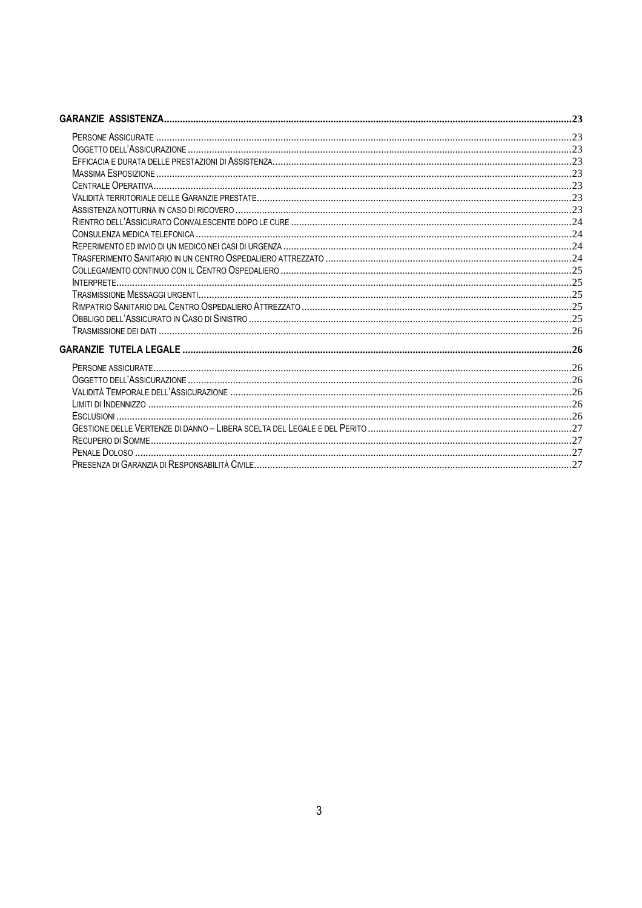**GARANZIE ASSISTENZA** .......... 23

- Persone Assicurate .......... 23
- Oggetto dell'Assicurazione .......... 23
- Efficacia e durata delle prestazioni di Assistenza .......... 23
- Massima Esposizione .......... 23
- Centrale Operativa .......... 23
- Validità territoriale delle Garanzie prestate .......... 23
- Assistenza notturna in caso di ricovero .......... 23
- Rientro dell'Assicurato Convalescente dopo le cure .......... 24
- Consulenza medica telefonica .......... 24
- Reperimento ed invio di un medico nei casi di urgenza .......... 24
- Trasferimento Sanitario in un centro Ospedaliero attrezzato .......... 24
- Collegamento continuo con il Centro Ospedaliero .......... 25
- Interprete .......... 25
- Trasmissione Messaggi urgenti .......... 25
- Rimpatrio Sanitario dal Centro Ospedaliero Attrezzato .......... 25
- Obbligo dell'Assicurato in Caso di Sinistro .......... 25
- Trasmissione dei dati .......... 26

**GARANZIE TUTELA LEGALE** .......... 26

- Persone assicurate .......... 26
- Oggetto dell'Assicurazione .......... 26
- Validità Temporale dell'Assicurazione .......... 26
- Limiti di Indennizzo .......... 26
- Esclusioni .......... 26
- Gestione delle Vertenze di danno – Libera scelta del Legale e del Perito .......... 27
- Recupero di Somme .......... 27
- Penale Doloso .......... 27
- Presenza di Garanzia di Responsabilità Civile .......... 27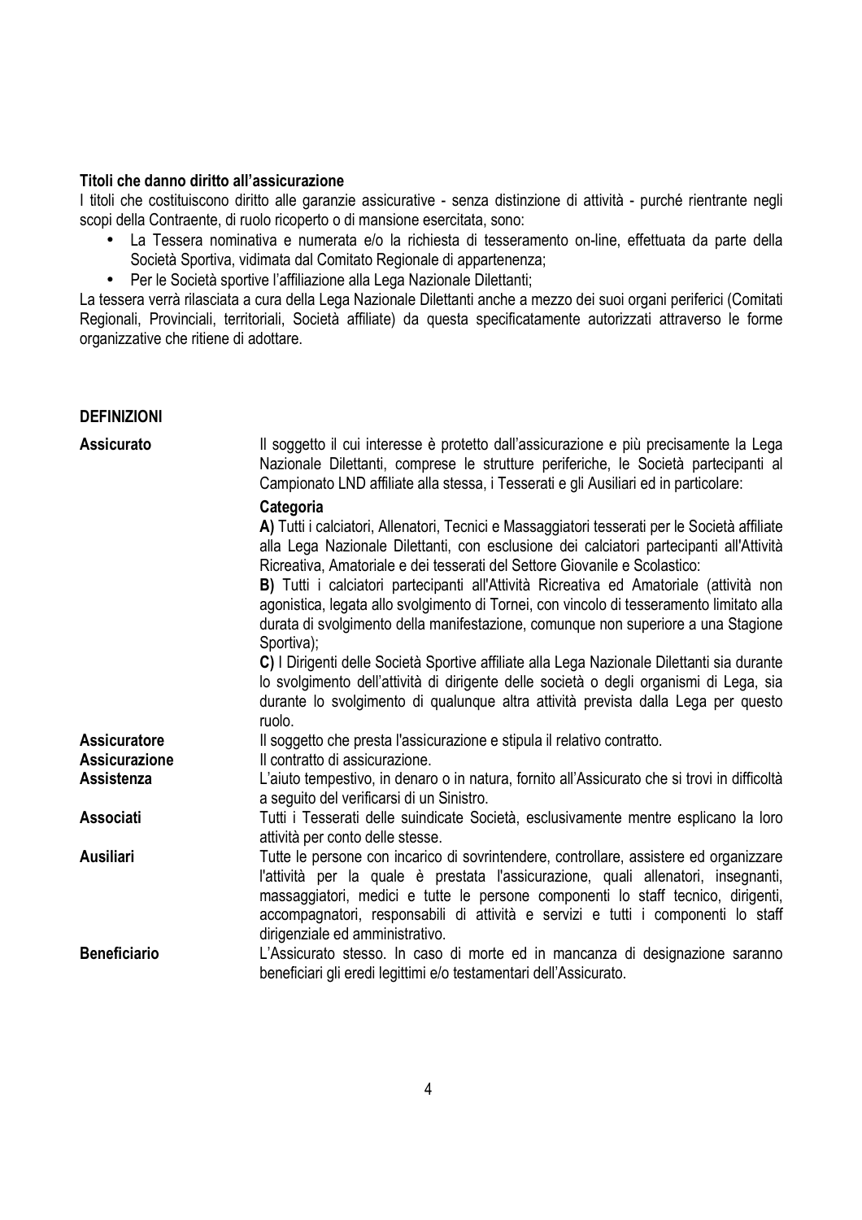**Titoli che danno diritto all'assicurazione**

I titoli che costituiscono diritto alle garanzie assicurative - senza distinzione di attività - purché rientrante negli scopi della Contraente, di ruolo ricoperto o di mansione esercitata, sono:

- La Tessera nominativa e numerata e/o la richiesta di tesseramento on-line, effettuata da parte della Società Sportiva, vidimata dal Comitato Regionale di appartenenza;
- Per le Società sportive l'affiliazione alla Lega Nazionale Dilettanti;

La tessera verrà rilasciata a cura della Lega Nazionale Dilettanti anche a mezzo dei suoi organi periferici (Comitati Regionali, Provinciali, territoriali, Società affiliate) da questa specificatamente autorizzati attraverso le forme organizzative che ritiene di adottare.

**DEFINIZIONI**

**Assicurato** Il soggetto il cui interesse è protetto dall'assicurazione e più precisamente la Lega Nazionale Dilettanti, comprese le strutture periferiche, le Società partecipanti al Campionato LND affiliate alla stessa, i Tesserati e gli Ausiliari ed in particolare:

**Categoria**

**A)** Tutti i calciatori, Allenatori, Tecnici e Massaggiatori tesserati per le Società affiliate alla Lega Nazionale Dilettanti, con esclusione dei calciatori partecipanti all'Attività Ricreativa, Amatoriale e dei tesserati del Settore Giovanile e Scolastico:

**B)** Tutti i calciatori partecipanti all'Attività Ricreativa ed Amatoriale (attività non agonistica, legata allo svolgimento di Tornei, con vincolo di tesseramento limitato alla durata di svolgimento della manifestazione, comunque non superiore a una Stagione Sportiva);

**C)** I Dirigenti delle Società Sportive affiliate alla Lega Nazionale Dilettanti sia durante lo svolgimento dell'attività di dirigente delle società o degli organismi di Lega, sia durante lo svolgimento di qualunque altra attività prevista dalla Lega per questo ruolo.

**Assicuratore** Il soggetto che presta l'assicurazione e stipula il relativo contratto.

**Assicurazione** Il contratto di assicurazione.

**Assistenza** L'aiuto tempestivo, in denaro o in natura, fornito all'Assicurato che si trovi in difficoltà a seguito del verificarsi di un Sinistro.

**Associati** Tutti i Tesserati delle suindicate Società, esclusivamente mentre esplicano la loro attività per conto delle stesse.

**Ausiliari** Tutte le persone con incarico di sovrintendere, controllare, assistere ed organizzare l'attività per la quale è prestata l'assicurazione, quali allenatori, insegnanti, massaggiatori, medici e tutte le persone componenti lo staff tecnico, dirigenti, accompagnatori, responsabili di attività e servizi e tutti i componenti lo staff dirigenziale ed amministrativo.

**Beneficiario** L'Assicurato stesso. In caso di morte ed in mancanza di designazione saranno beneficiari gli eredi legittimi e/o testamentari dell'Assicurato.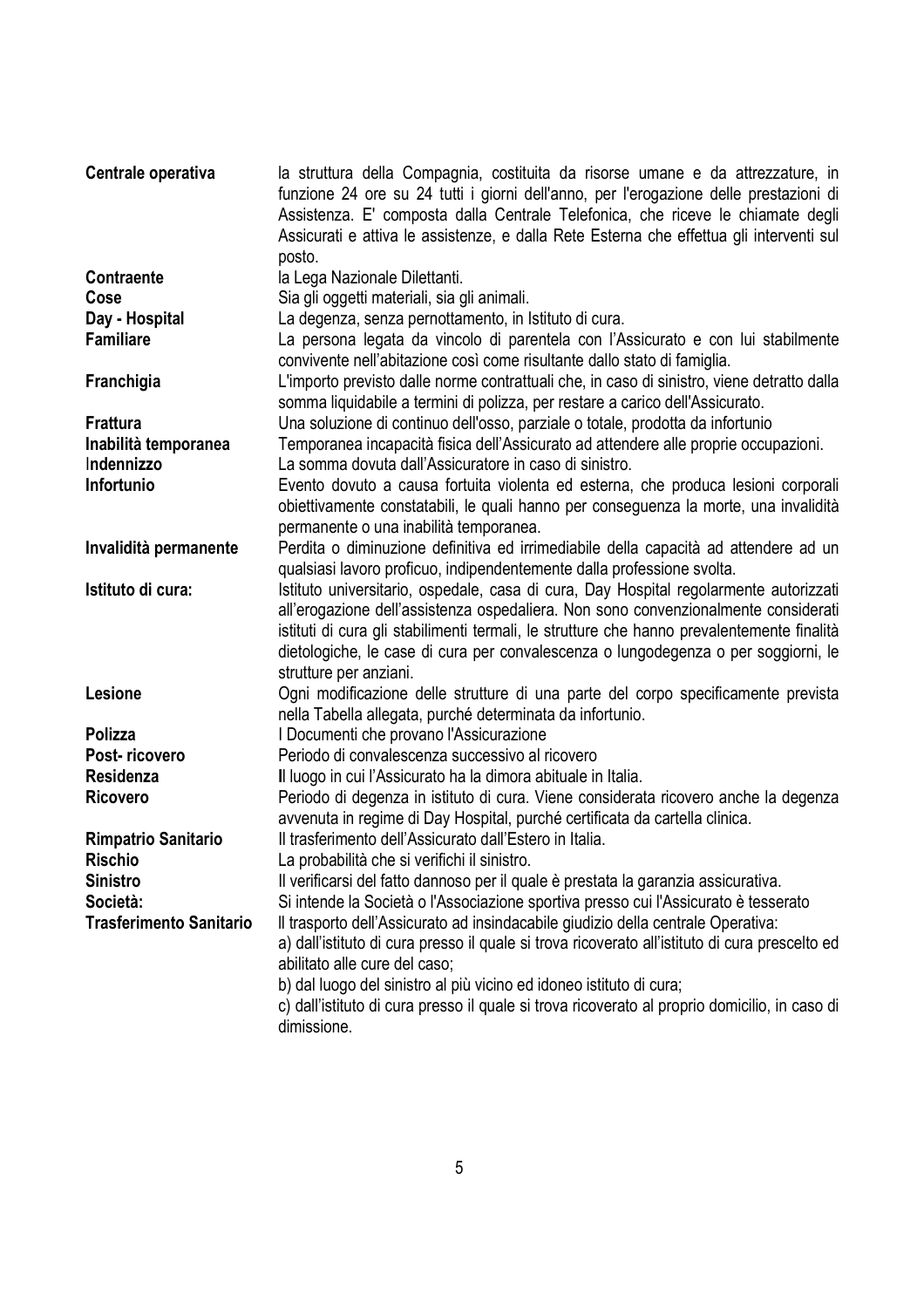**Centrale operativa** la struttura della Compagnia, costituita da risorse umane e da attrezzature, in funzione 24 ore su 24 tutti i giorni dell'anno, per l'erogazione delle prestazioni di Assistenza. E' composta dalla Centrale Telefonica, che riceve le chiamate degli Assicurati e attiva le assistenze, e dalla Rete Esterna che effettua gli interventi sul posto.

**Contraente** la Lega Nazionale Dilettanti.

**Cose** Sia gli oggetti materiali, sia gli animali.

**Day - Hospital** La degenza, senza pernottamento, in Istituto di cura.

**Familiare** La persona legata da vincolo di parentela con l'Assicurato e con lui stabilmente convivente nell'abitazione così come risultante dallo stato di famiglia.

**Franchigia** L'importo previsto dalle norme contrattuali che, in caso di sinistro, viene detratto dalla somma liquidabile a termini di polizza, per restare a carico dell'Assicurato.

**Frattura** Una soluzione di continuo dell'osso, parziale o totale, prodotta da infortunio

**Inabilità temporanea** Temporanea incapacità fisica dell'Assicurato ad attendere alle proprie occupazioni.

**Indennizzo** La somma dovuta dall'Assicuratore in caso di sinistro.

**Infortunio** Evento dovuto a causa fortuita violenta ed esterna, che produca lesioni corporali obiettivamente constatabili, le quali hanno per conseguenza la morte, una invalidità permanente o una inabilità temporanea.

**Invalidità permanente** Perdita o diminuzione definitiva ed irrimediabile della capacità ad attendere ad un qualsiasi lavoro proficuo, indipendentemente dalla professione svolta.

**Istituto di cura:** Istituto universitario, ospedale, casa di cura, Day Hospital regolarmente autorizzati all'erogazione dell'assistenza ospedaliera. Non sono convenzionalmente considerati istituti di cura gli stabilimenti termali, le strutture che hanno prevalentemente finalità dietologiche, le case di cura per convalescenza o lungodegenza o per soggiorni, le strutture per anziani.

**Lesione** Ogni modificazione delle strutture di una parte del corpo specificamente prevista nella Tabella allegata, purché determinata da infortunio.

**Polizza** I Documenti che provano l'Assicurazione

**Post- ricovero** Periodo di convalescenza successivo al ricovero

**Residenza** Il luogo in cui l'Assicurato ha la dimora abituale in Italia.

**Ricovero** Periodo di degenza in istituto di cura. Viene considerata ricovero anche la degenza avvenuta in regime di Day Hospital, purché certificata da cartella clinica.

**Rimpatrio Sanitario** Il trasferimento dell'Assicurato dall'Estero in Italia.

**Rischio** La probabilità che si verifichi il sinistro.

**Sinistro** Il verificarsi del fatto dannoso per il quale è prestata la garanzia assicurativa.

**Società:** Si intende la Società o l'Associazione sportiva presso cui l'Assicurato è tesserato

**Trasferimento Sanitario** Il trasporto dell'Assicurato ad insindacabile giudizio della centrale Operativa:

a) dall'istituto di cura presso il quale si trova ricoverato all'istituto di cura prescelto ed abilitato alle cure del caso;

b) dal luogo del sinistro al più vicino ed idoneo istituto di cura;

c) dall'istituto di cura presso il quale si trova ricoverato al proprio domicilio, in caso di dimissione.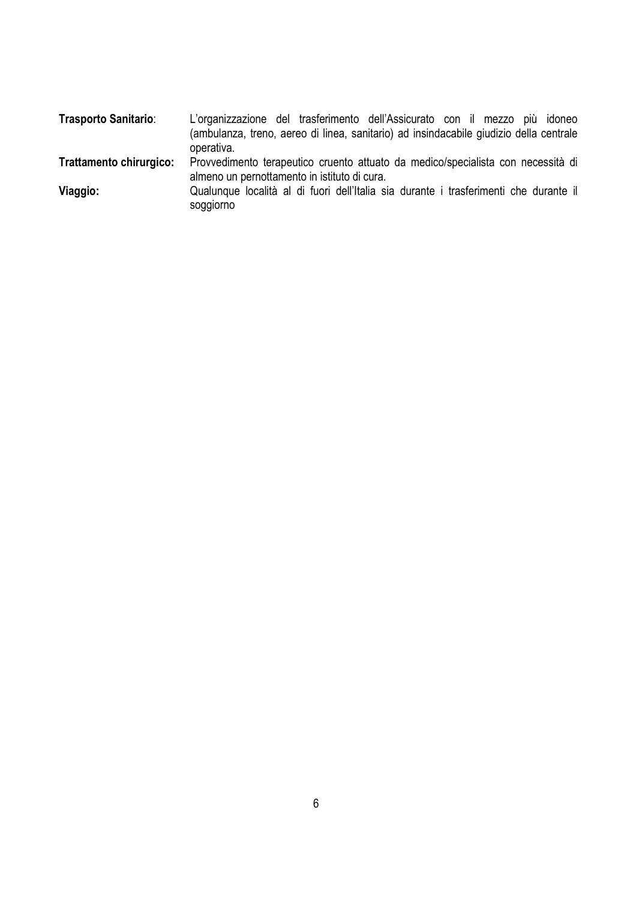**Trasporto Sanitario**: L'organizzazione del trasferimento dell'Assicurato con il mezzo più idoneo (ambulanza, treno, aereo di linea, sanitario) ad insindacabile giudizio della centrale operativa.

**Trattamento chirurgico:** Provvedimento terapeutico cruento attuato da medico/specialista con necessità di almeno un pernottamento in istituto di cura.

**Viaggio:** Qualunque località al di fuori dell'Italia sia durante i trasferimenti che durante il soggiorno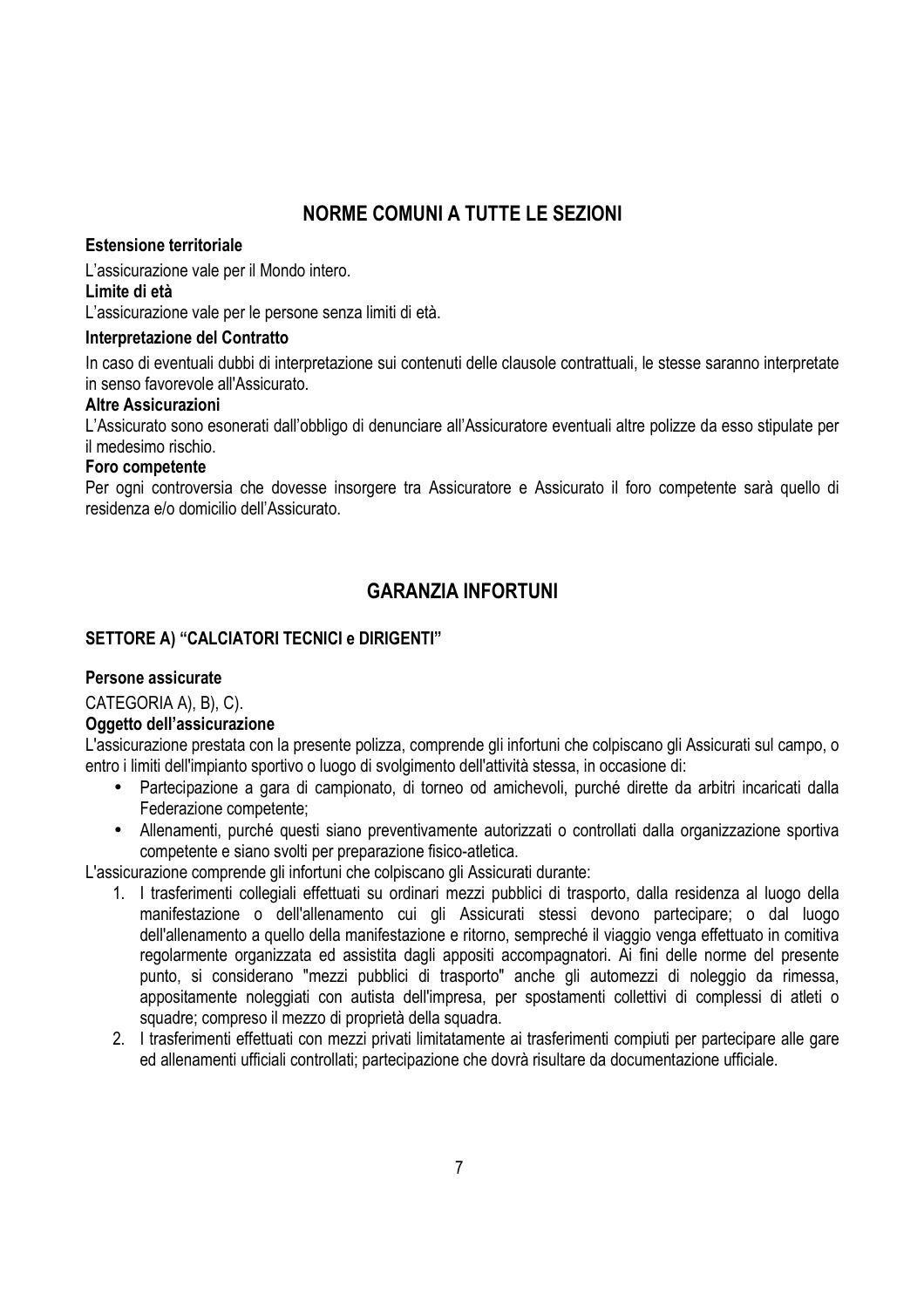## NORME COMUNI A TUTTE LE SEZIONI

**Estensione territoriale**

L'assicurazione vale per il Mondo intero.

**Limite di età**

L'assicurazione vale per le persone senza limiti di età.

**Interpretazione del Contratto**

In caso di eventuali dubbi di interpretazione sui contenuti delle clausole contrattuali, le stesse saranno interpretate in senso favorevole all'Assicurato.

**Altre Assicurazioni**

L'Assicurato sono esonerati dall'obbligo di denunciare all'Assicuratore eventuali altre polizze da esso stipulate per il medesimo rischio.

**Foro competente**

Per ogni controversia che dovesse insorgere tra Assicuratore e Assicurato il foro competente sarà quello di residenza e/o domicilio dell'Assicurato.

## GARANZIA INFORTUNI

### SETTORE A) "CALCIATORI TECNICI e DIRIGENTI"

**Persone assicurate**

CATEGORIA A), B), C).

**Oggetto dell'assicurazione**

L'assicurazione prestata con la presente polizza, comprende gli infortuni che colpiscano gli Assicurati sul campo, o entro i limiti dell'impianto sportivo o luogo di svolgimento dell'attività stessa, in occasione di:

- Partecipazione a gara di campionato, di torneo od amichevoli, purché dirette da arbitri incaricati dalla Federazione competente;
- Allenamenti, purché questi siano preventivamente autorizzati o controllati dalla organizzazione sportiva competente e siano svolti per preparazione fisico-atletica.

L'assicurazione comprende gli infortuni che colpiscano gli Assicurati durante:

1. I trasferimenti collegiali effettuati su ordinari mezzi pubblici di trasporto, dalla residenza al luogo della manifestazione o dell'allenamento cui gli Assicurati stessi devono partecipare; o dal luogo dell'allenamento a quello della manifestazione e ritorno, sempreché il viaggio venga effettuato in comitiva regolarmente organizzata ed assistita dagli appositi accompagnatori. Ai fini delle norme del presente punto, si considerano "mezzi pubblici di trasporto" anche gli automezzi di noleggio da rimessa, appositamente noleggiati con autista dell'impresa, per spostamenti collettivi di complessi di atleti o squadre; compreso il mezzo di proprietà della squadra.
2. I trasferimenti effettuati con mezzi privati limitatamente ai trasferimenti compiuti per partecipare alle gare ed allenamenti ufficiali controllati; partecipazione che dovrà risultare da documentazione ufficiale.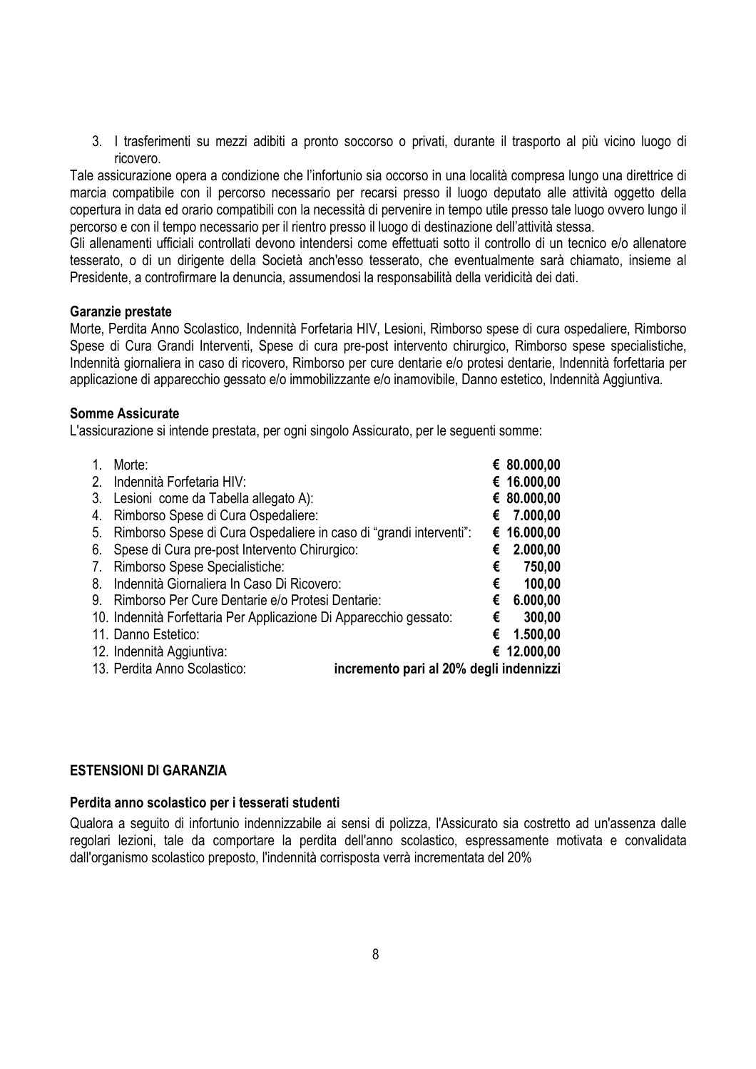3. I trasferimenti su mezzi adibiti a pronto soccorso o privati, durante il trasporto al più vicino luogo di ricovero.

Tale assicurazione opera a condizione che l'infortunio sia occorso in una località compresa lungo una direttrice di marcia compatibile con il percorso necessario per recarsi presso il luogo deputato alle attività oggetto della copertura in data ed orario compatibili con la necessità di pervenire in tempo utile presso tale luogo ovvero lungo il percorso e con il tempo necessario per il rientro presso il luogo di destinazione dell'attività stessa.

Gli allenamenti ufficiali controllati devono intendersi come effettuati sotto il controllo di un tecnico e/o allenatore tesserato, o di un dirigente della Società anch'esso tesserato, che eventualmente sarà chiamato, insieme al Presidente, a controfirmare la denuncia, assumendosi la responsabilità della veridicità dei dati.

**Garanzie prestate**

Morte, Perdita Anno Scolastico, Indennità Forfetaria HIV, Lesioni, Rimborso spese di cura ospedaliere, Rimborso Spese di Cura Grandi Interventi, Spese di cura pre-post intervento chirurgico, Rimborso spese specialistiche, Indennità giornaliera in caso di ricovero, Rimborso per cure dentarie e/o protesi dentarie, Indennità forfettaria per applicazione di apparecchio gessato e/o immobilizzante e/o inamovibile, Danno estetico, Indennità Aggiuntiva.

**Somme Assicurate**

L'assicurazione si intende prestata, per ogni singolo Assicurato, per le seguenti somme:

| | |
|---|---|
| 1. Morte: | **€ 80.000,00** |
| 2. Indennità Forfetaria HIV: | **€ 16.000,00** |
| 3. Lesioni come da Tabella allegato A): | **€ 80.000,00** |
| 4. Rimborso Spese di Cura Ospedaliere: | **€ 7.000,00** |
| 5. Rimborso Spese di Cura Ospedaliere in caso di "grandi interventi": | **€ 16.000,00** |
| 6. Spese di Cura pre-post Intervento Chirurgico: | **€ 2.000,00** |
| 7. Rimborso Spese Specialistiche: | **€ 750,00** |
| 8. Indennità Giornaliera In Caso Di Ricovero: | **€ 100,00** |
| 9. Rimborso Per Cure Dentarie e/o Protesi Dentarie: | **€ 6.000,00** |
| 10. Indennità Forfettaria Per Applicazione Di Apparecchio gessato: | **€ 300,00** |
| 11. Danno Estetico: | **€ 1.500,00** |
| 12. Indennità Aggiuntiva: | **€ 12.000,00** |
| 13. Perdita Anno Scolastico: | **incremento pari al 20% degli indennizzi** |

**ESTENSIONI DI GARANZIA**

**Perdita anno scolastico per i tesserati studenti**

Qualora a seguito di infortunio indennizzabile ai sensi di polizza, l'Assicurato sia costretto ad un'assenza dalle regolari lezioni, tale da comportare la perdita dell'anno scolastico, espressamente motivata e convalidata dall'organismo scolastico preposto, l'indennità corrisposta verrà incrementata del 20%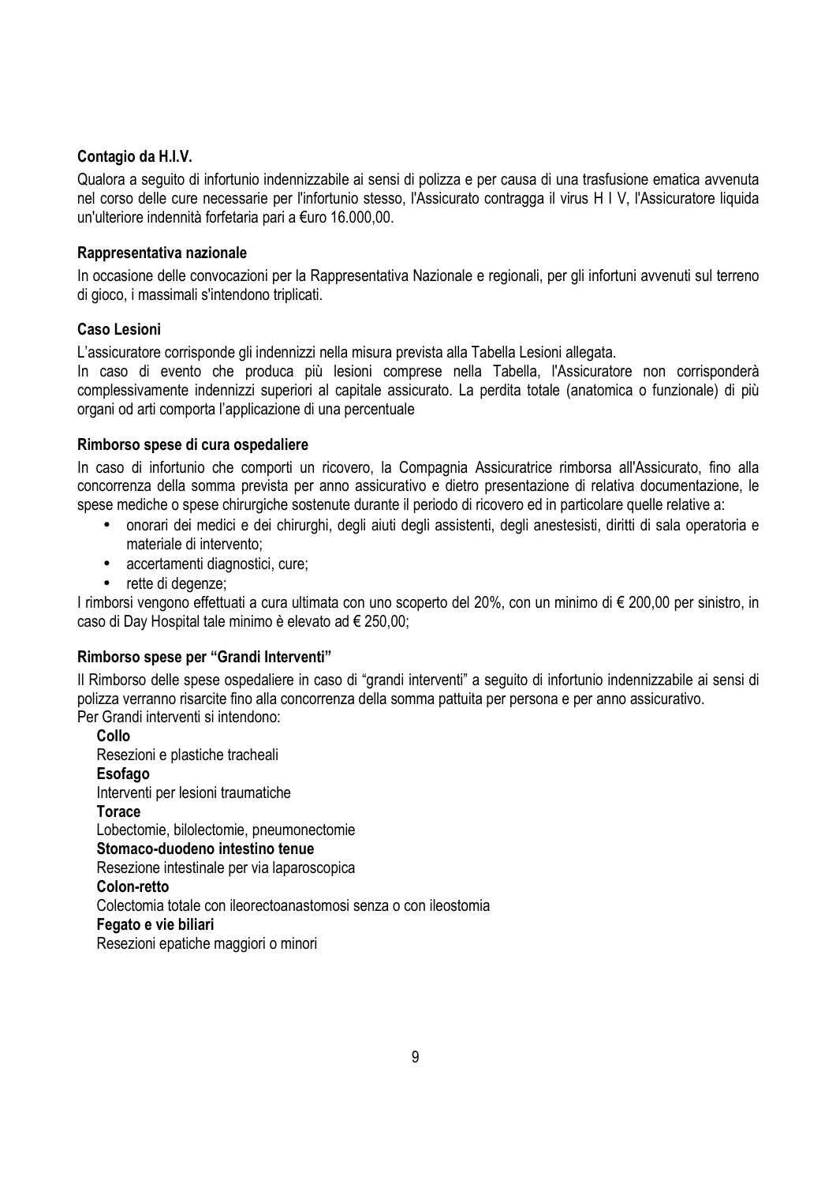**Contagio da H.I.V.**

Qualora a seguito di infortunio indennizzabile ai sensi di polizza e per causa di una trasfusione ematica avvenuta nel corso delle cure necessarie per l'infortunio stesso, l'Assicurato contragga il virus H I V, l'Assicuratore liquida un'ulteriore indennità forfetaria pari a €uro 16.000,00.

**Rappresentativa nazionale**

In occasione delle convocazioni per la Rappresentativa Nazionale e regionali, per gli infortuni avvenuti sul terreno di gioco, i massimali s'intendono triplicati.

**Caso Lesioni**

L'assicuratore corrisponde gli indennizzi nella misura prevista alla Tabella Lesioni allegata.

In caso di evento che produca più lesioni comprese nella Tabella, l'Assicuratore non corrisponderà complessivamente indennizzi superiori al capitale assicurato. La perdita totale (anatomica o funzionale) di più organi od arti comporta l'applicazione di una percentuale

**Rimborso spese di cura ospedaliere**

In caso di infortunio che comporti un ricovero, la Compagnia Assicuratrice rimborsa all'Assicurato, fino alla concorrenza della somma prevista per anno assicurativo e dietro presentazione di relativa documentazione, le spese mediche o spese chirurgiche sostenute durante il periodo di ricovero ed in particolare quelle relative a:

- onorari dei medici e dei chirurghi, degli aiuti degli assistenti, degli anestesisti, diritti di sala operatoria e materiale di intervento;
- accertamenti diagnostici, cure;
- rette di degenze;

I rimborsi vengono effettuati a cura ultimata con uno scoperto del 20%, con un minimo di € 200,00 per sinistro, in caso di Day Hospital tale minimo è elevato ad € 250,00;

**Rimborso spese per "Grandi Interventi"**

Il Rimborso delle spese ospedaliere in caso di "grandi interventi" a seguito di infortunio indennizzabile ai sensi di polizza verranno risarcite fino alla concorrenza della somma pattuita per persona e per anno assicurativo.
Per Grandi interventi si intendono:

**Collo**
Resezioni e plastiche tracheali

**Esofago**
Interventi per lesioni traumatiche

**Torace**
Lobectomie, bilolectomie, pneumonectomie

**Stomaco-duodeno intestino tenue**
Resezione intestinale per via laparoscopica

**Colon-retto**
Colectomia totale con ileorectoanastomosi senza o con ileostomia

**Fegato e vie biliari**
Resezioni epatiche maggiori o minori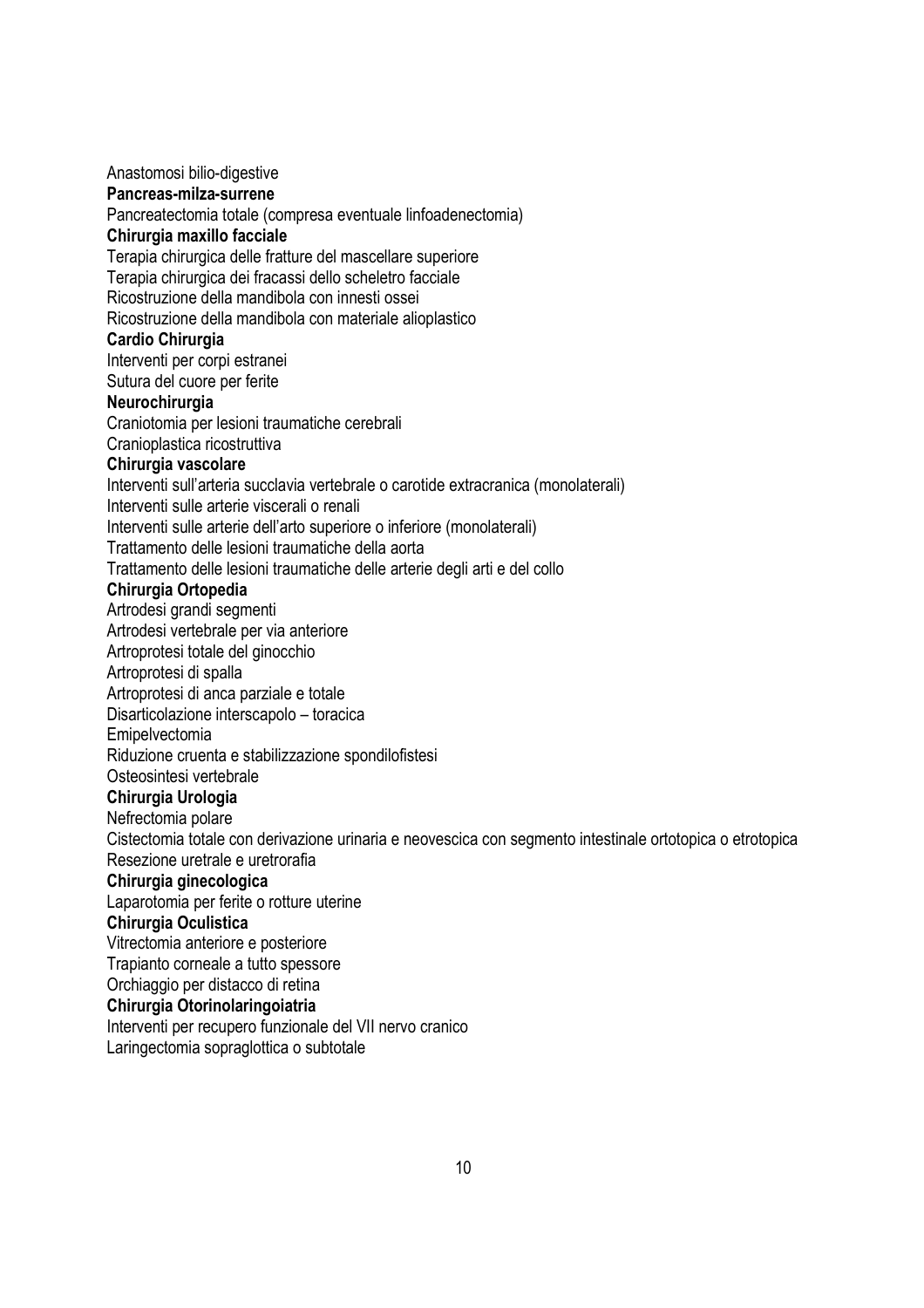Anastomosi bilio-digestive

**Pancreas-milza-surrene**

Pancreatectomia totale (compresa eventuale linfoadenectomia)

**Chirurgia maxillo facciale**

Terapia chirurgica delle fratture del mascellare superiore
Terapia chirurgica dei fracassi dello scheletro facciale
Ricostruzione della mandibola con innesti ossei
Ricostruzione della mandibola con materiale alioplastico

**Cardio Chirurgia**

Interventi per corpi estranei
Sutura del cuore per ferite

**Neurochirurgia**

Craniotomia per lesioni traumatiche cerebrali
Cranioplastica ricostruttiva

**Chirurgia vascolare**

Interventi sull'arteria succlavia vertebrale o carotide extracranica (monolaterali)
Interventi sulle arterie viscerali o renali
Interventi sulle arterie dell'arto superiore o inferiore (monolaterali)
Trattamento delle lesioni traumatiche della aorta
Trattamento delle lesioni traumatiche delle arterie degli arti e del collo

**Chirurgia Ortopedia**

Artrodesi grandi segmenti
Artrodesi vertebrale per via anteriore
Artroprotesi totale del ginocchio
Artroprotesi di spalla
Artroprotesi di anca parziale e totale
Disarticolazione interscapolo – toracica
Emipelvectomia
Riduzione cruenta e stabilizzazione spondilofistesi
Osteosintesi vertebrale

**Chirurgia Urologia**

Nefrectomia polare
Cistectomia totale con derivazione urinaria e neovescica con segmento intestinale ortotopica o etrotopica
Resezione uretrale e uretrorafia

**Chirurgia ginecologica**

Laparotomia per ferite o rotture uterine

**Chirurgia Oculistica**

Vitrectomia anteriore e posteriore
Trapianto corneale a tutto spessore
Orchiaggio per distacco di retina

**Chirurgia Otorinolaringoiatria**

Interventi per recupero funzionale del VII nervo cranico
Laringectomia sopraglottica o subtotale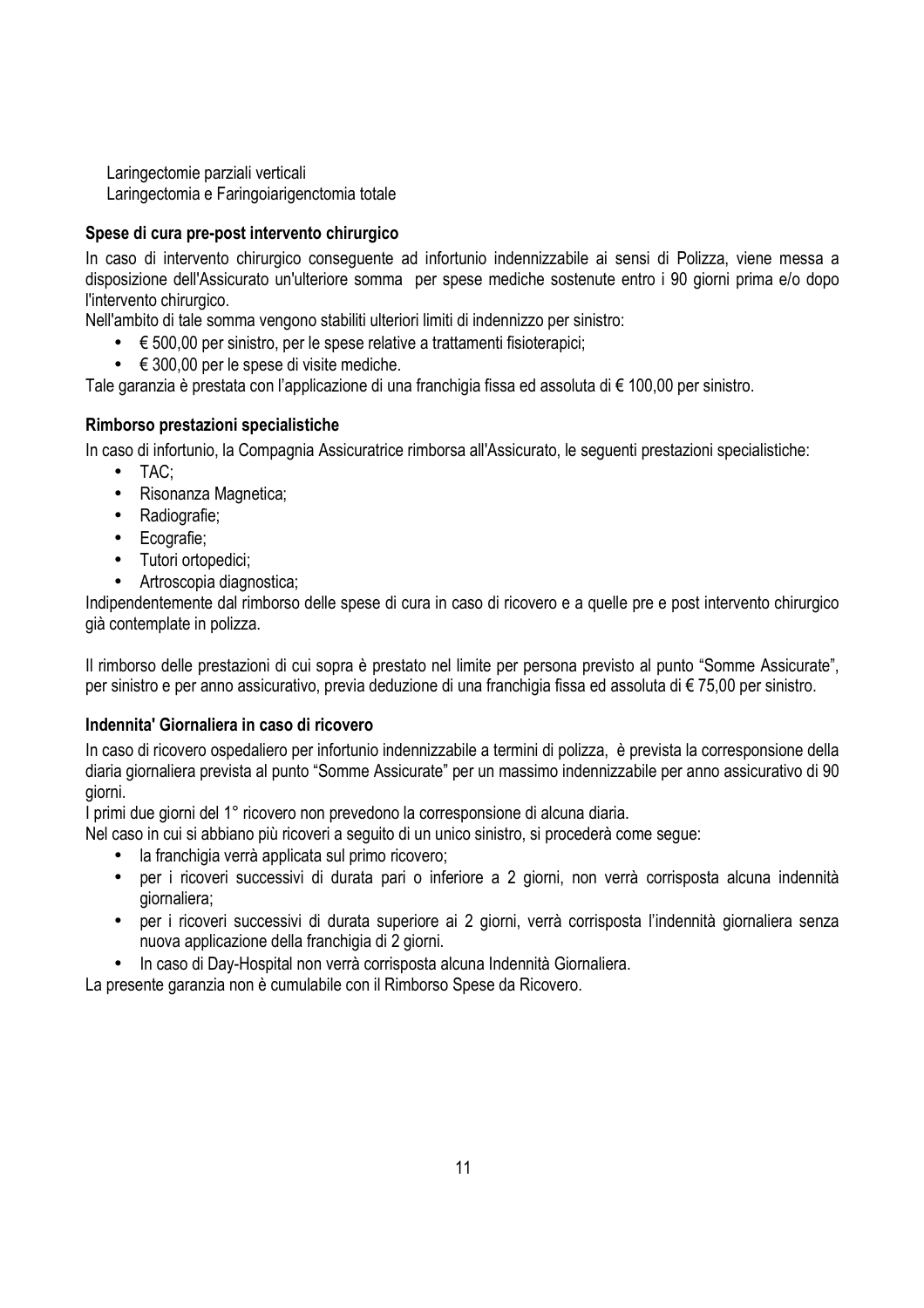Laringectomie parziali verticali
Laringectomia e Faringoiarigenctomia totale

**Spese di cura pre-post intervento chirurgico**

In caso di intervento chirurgico conseguente ad infortunio indennizzabile ai sensi di Polizza, viene messa a disposizione dell'Assicurato un'ulteriore somma per spese mediche sostenute entro i 90 giorni prima e/o dopo l'intervento chirurgico.
Nell'ambito di tale somma vengono stabiliti ulteriori limiti di indennizzo per sinistro:

- € 500,00 per sinistro, per le spese relative a trattamenti fisioterapici;
- € 300,00 per le spese di visite mediche.

Tale garanzia è prestata con l'applicazione di una franchigia fissa ed assoluta di € 100,00 per sinistro.

**Rimborso prestazioni specialistiche**

In caso di infortunio, la Compagnia Assicuratrice rimborsa all'Assicurato, le seguenti prestazioni specialistiche:

- TAC;
- Risonanza Magnetica;
- Radiografie;
- Ecografie;
- Tutori ortopedici;
- Artroscopia diagnostica;

Indipendentemente dal rimborso delle spese di cura in caso di ricovero e a quelle pre e post intervento chirurgico già contemplate in polizza.

Il rimborso delle prestazioni di cui sopra è prestato nel limite per persona previsto al punto "Somme Assicurate", per sinistro e per anno assicurativo, previa deduzione di una franchigia fissa ed assoluta di € 75,00 per sinistro.

**Indennita' Giornaliera in caso di ricovero**

In caso di ricovero ospedaliero per infortunio indennizzabile a termini di polizza, è prevista la corresponsione della diaria giornaliera prevista al punto "Somme Assicurate" per un massimo indennizzabile per anno assicurativo di 90 giorni.
I primi due giorni del 1° ricovero non prevedono la corresponsione di alcuna diaria.
Nel caso in cui si abbiano più ricoveri a seguito di un unico sinistro, si procederà come segue:

- la franchigia verrà applicata sul primo ricovero;
- per i ricoveri successivi di durata pari o inferiore a 2 giorni, non verrà corrisposta alcuna indennità giornaliera;
- per i ricoveri successivi di durata superiore ai 2 giorni, verrà corrisposta l'indennità giornaliera senza nuova applicazione della franchigia di 2 giorni.
- In caso di Day-Hospital non verrà corrisposta alcuna Indennità Giornaliera.

La presente garanzia non è cumulabile con il Rimborso Spese da Ricovero.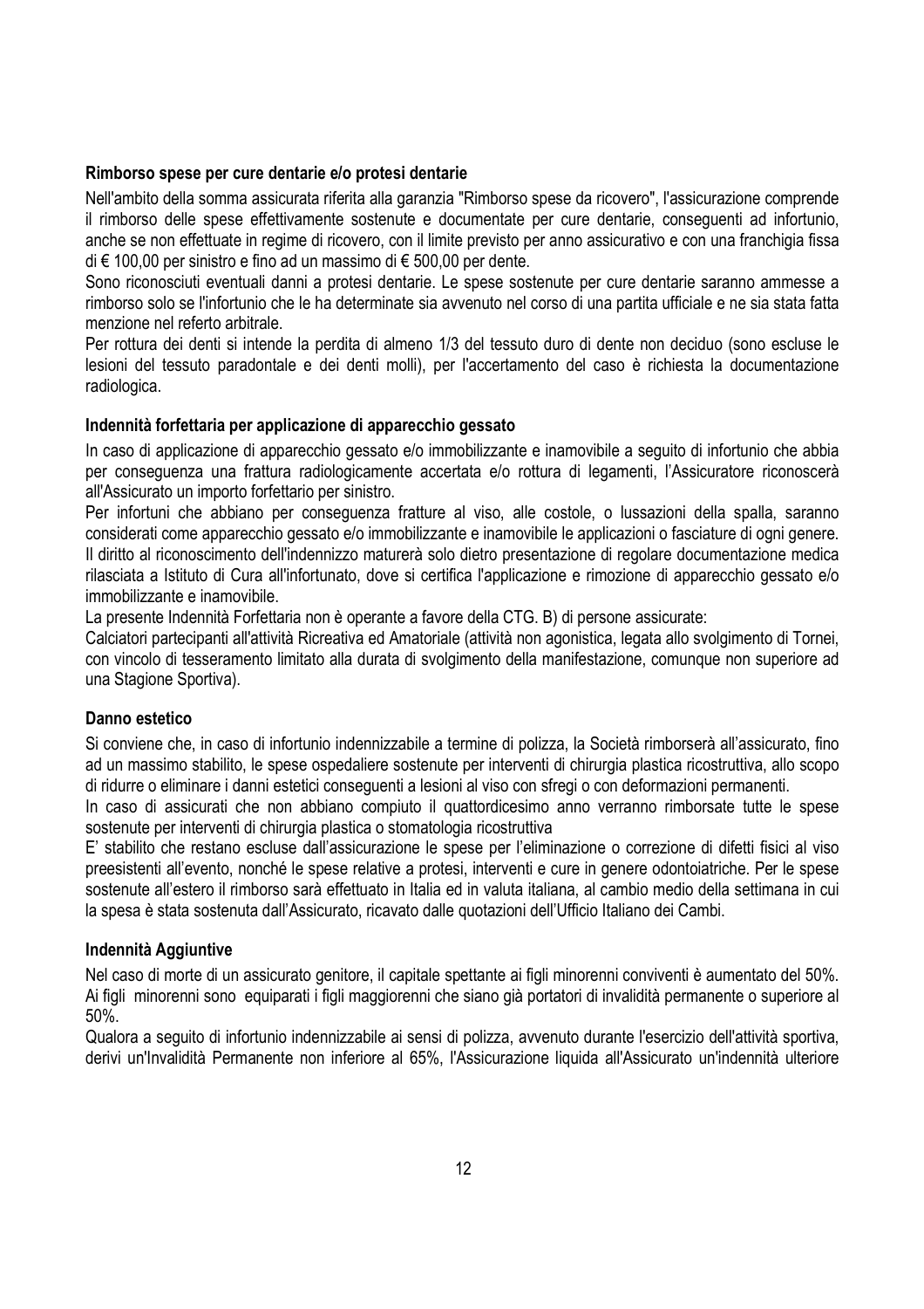**Rimborso spese per cure dentarie e/o protesi dentarie**

Nell'ambito della somma assicurata riferita alla garanzia "Rimborso spese da ricovero", l'assicurazione comprende il rimborso delle spese effettivamente sostenute e documentate per cure dentarie, conseguenti ad infortunio, anche se non effettuate in regime di ricovero, con il limite previsto per anno assicurativo e con una franchigia fissa di € 100,00 per sinistro e fino ad un massimo di € 500,00 per dente.

Sono riconosciuti eventuali danni a protesi dentarie. Le spese sostenute per cure dentarie saranno ammesse a rimborso solo se l'infortunio che le ha determinate sia avvenuto nel corso di una partita ufficiale e ne sia stata fatta menzione nel referto arbitrale.

Per rottura dei denti si intende la perdita di almeno 1/3 del tessuto duro di dente non deciduo (sono escluse le lesioni del tessuto paradontale e dei denti molli), per l'accertamento del caso è richiesta la documentazione radiologica.

**Indennità forfettaria per applicazione di apparecchio gessato**

In caso di applicazione di apparecchio gessato e/o immobilizzante e inamovibile a seguito di infortunio che abbia per conseguenza una frattura radiologicamente accertata e/o rottura di legamenti, l'Assicuratore riconoscerà all'Assicurato un importo forfettario per sinistro.

Per infortuni che abbiano per conseguenza fratture al viso, alle costole, o lussazioni della spalla, saranno considerati come apparecchio gessato e/o immobilizzante e inamovibile le applicazioni o fasciature di ogni genere.

Il diritto al riconoscimento dell'indennizzo maturerà solo dietro presentazione di regolare documentazione medica rilasciata a Istituto di Cura all'infortunato, dove si certifica l'applicazione e rimozione di apparecchio gessato e/o immobilizzante e inamovibile.

La presente Indennità Forfettaria non è operante a favore della CTG. B) di persone assicurate:

Calciatori partecipanti all'attività Ricreativa ed Amatoriale (attività non agonistica, legata allo svolgimento di Tornei, con vincolo di tesseramento limitato alla durata di svolgimento della manifestazione, comunque non superiore ad una Stagione Sportiva).

**Danno estetico**

Si conviene che, in caso di infortunio indennizzabile a termine di polizza, la Società rimborserà all'assicurato, fino ad un massimo stabilito, le spese ospedaliere sostenute per interventi di chirurgia plastica ricostruttiva, allo scopo di ridurre o eliminare i danni estetici conseguenti a lesioni al viso con sfregi o con deformazioni permanenti.

In caso di assicurati che non abbiano compiuto il quattordicesimo anno verranno rimborsate tutte le spese sostenute per interventi di chirurgia plastica o stomatologia ricostruttiva

E' stabilito che restano escluse dall'assicurazione le spese per l'eliminazione o correzione di difetti fisici al viso preesistenti all'evento, nonché le spese relative a protesi, interventi e cure in genere odontoiatriche. Per le spese sostenute all'estero il rimborso sarà effettuato in Italia ed in valuta italiana, al cambio medio della settimana in cui la spesa è stata sostenuta dall'Assicurato, ricavato dalle quotazioni dell'Ufficio Italiano dei Cambi.

**Indennità Aggiuntive**

Nel caso di morte di un assicurato genitore, il capitale spettante ai figli minorenni conviventi è aumentato del 50%. Ai figli minorenni sono equiparati i figli maggiorenni che siano già portatori di invalidità permanente o superiore al 50%.

Qualora a seguito di infortunio indennizzabile ai sensi di polizza, avvenuto durante l'esercizio dell'attività sportiva, derivi un'Invalidità Permanente non inferiore al 65%, l'Assicurazione liquida all'Assicurato un'indennità ulteriore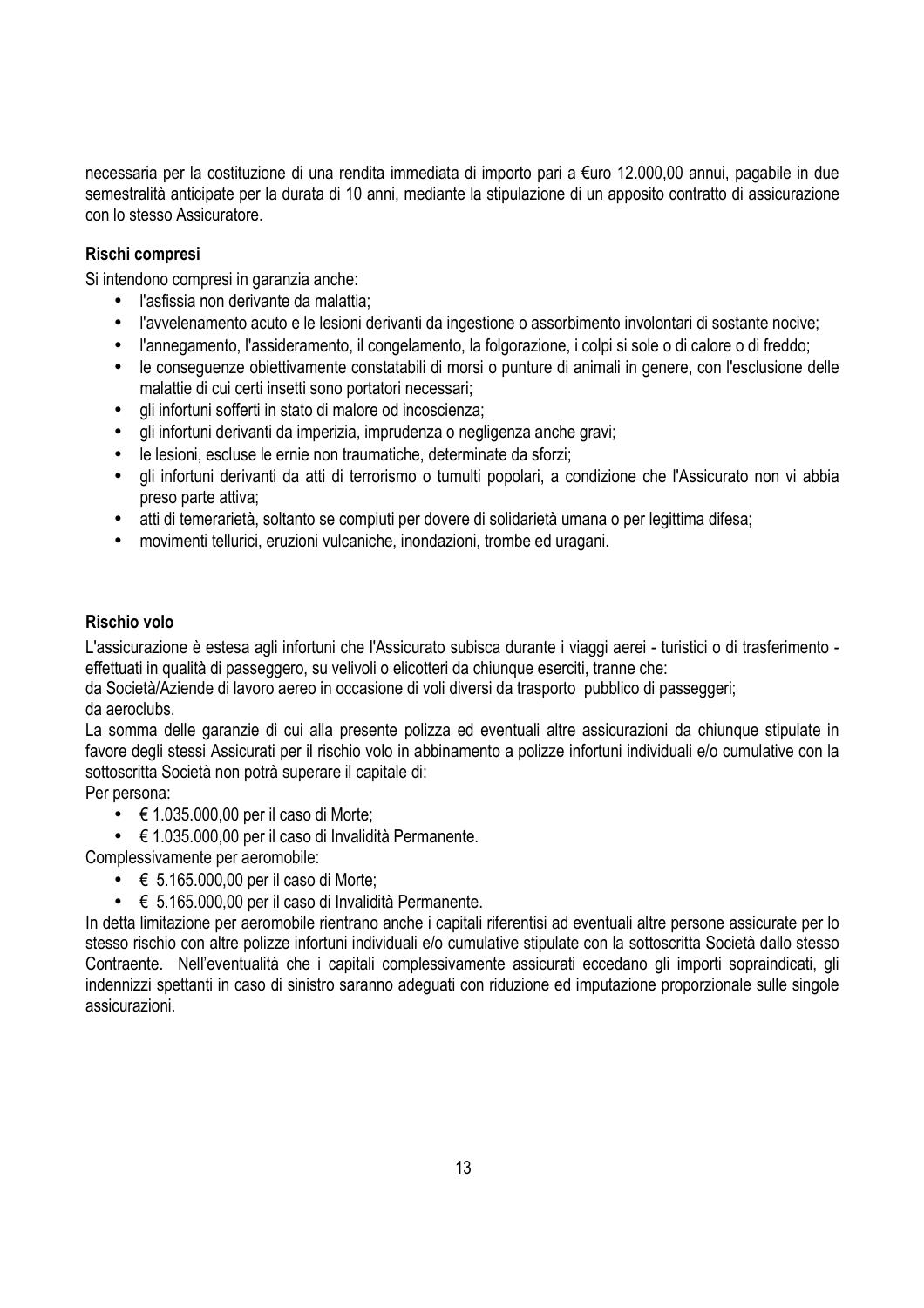necessaria per la costituzione di una rendita immediata di importo pari a €uro 12.000,00 annui, pagabile in due semestralità anticipate per la durata di 10 anni, mediante la stipulazione di un apposito contratto di assicurazione con lo stesso Assicuratore.

**Rischi compresi**

Si intendono compresi in garanzia anche:

- l'asfissia non derivante da malattia;
- l'avvelenamento acuto e le lesioni derivanti da ingestione o assorbimento involontari di sostante nocive;
- l'annegamento, l'assideramento, il congelamento, la folgorazione, i colpi si sole o di calore o di freddo;
- le conseguenze obiettivamente constatabili di morsi o punture di animali in genere, con l'esclusione delle malattie di cui certi insetti sono portatori necessari;
- gli infortuni sofferti in stato di malore od incoscienza;
- gli infortuni derivanti da imperizia, imprudenza o negligenza anche gravi;
- le lesioni, escluse le ernie non traumatiche, determinate da sforzi;
- gli infortuni derivanti da atti di terrorismo o tumulti popolari, a condizione che l'Assicurato non vi abbia preso parte attiva;
- atti di temerarietà, soltanto se compiuti per dovere di solidarietà umana o per legittima difesa;
- movimenti tellurici, eruzioni vulcaniche, inondazioni, trombe ed uragani.

**Rischio volo**

L'assicurazione è estesa agli infortuni che l'Assicurato subisca durante i viaggi aerei - turistici o di trasferimento - effettuati in qualità di passeggero, su velivoli o elicotteri da chiunque eserciti, tranne che:

da Società/Aziende di lavoro aereo in occasione di voli diversi da trasporto pubblico di passeggeri;

da aeroclubs.

La somma delle garanzie di cui alla presente polizza ed eventuali altre assicurazioni da chiunque stipulate in favore degli stessi Assicurati per il rischio volo in abbinamento a polizze infortuni individuali e/o cumulative con la sottoscritta Società non potrà superare il capitale di:

Per persona:

- € 1.035.000,00 per il caso di Morte;
- € 1.035.000,00 per il caso di Invalidità Permanente.

Complessivamente per aeromobile:

- € 5.165.000,00 per il caso di Morte;
- € 5.165.000,00 per il caso di Invalidità Permanente.

In detta limitazione per aeromobile rientrano anche i capitali riferentisi ad eventuali altre persone assicurate per lo stesso rischio con altre polizze infortuni individuali e/o cumulative stipulate con la sottoscritta Società dallo stesso Contraente. Nell'eventualità che i capitali complessivamente assicurati eccedano gli importi sopraindicati, gli indennizzi spettanti in caso di sinistro saranno adeguati con riduzione ed imputazione proporzionale sulle singole assicurazioni.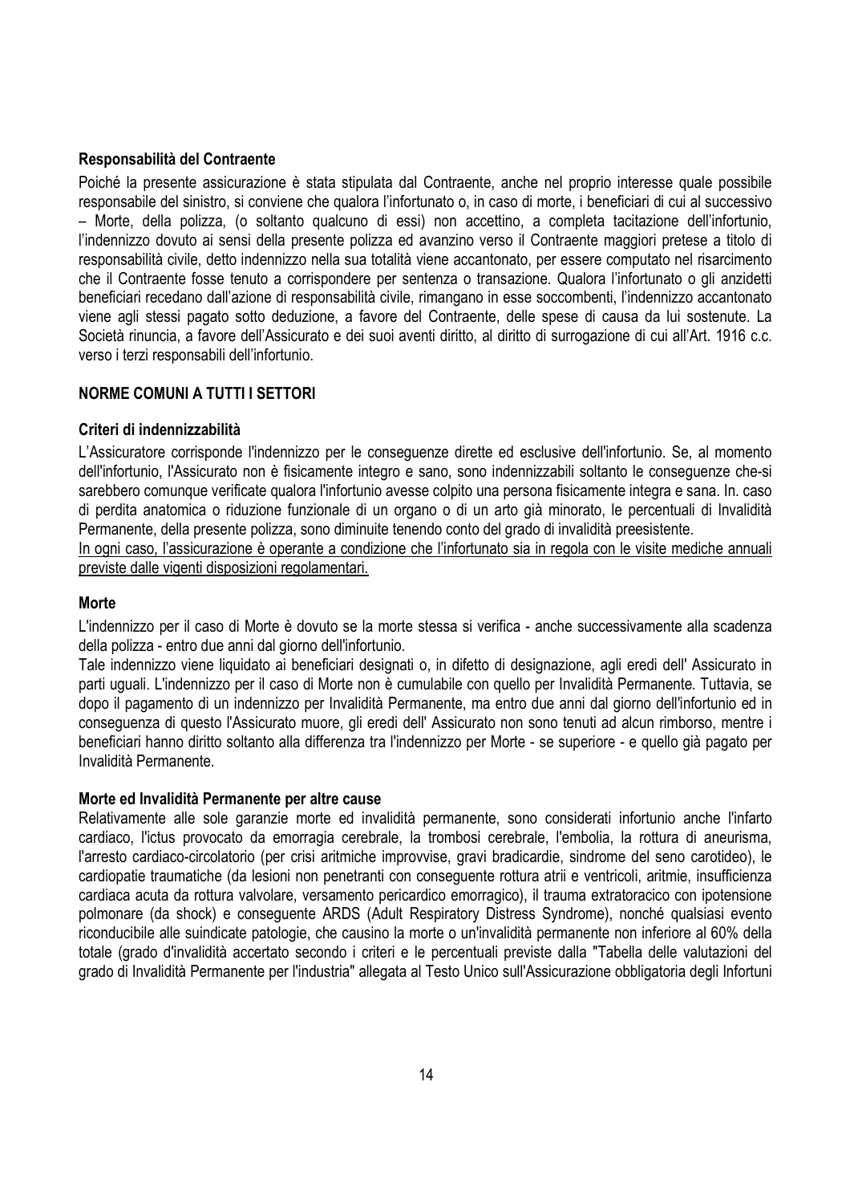**Responsabilità del Contraente**

Poiché la presente assicurazione è stata stipulata dal Contraente, anche nel proprio interesse quale possibile responsabile del sinistro, si conviene che qualora l'infortunato o, in caso di morte, i beneficiari di cui al successivo – Morte, della polizza, (o soltanto qualcuno di essi) non accettino, a completa tacitazione dell'infortunio, l'indennizzo dovuto ai sensi della presente polizza ed avanzino verso il Contraente maggiori pretese a titolo di responsabilità civile, detto indennizzo nella sua totalità viene accantonato, per essere computato nel risarcimento che il Contraente fosse tenuto a corrispondere per sentenza o transazione. Qualora l'infortunato o gli anzidetti beneficiari recedano dall'azione di responsabilità civile, rimangano in esse soccombenti, l'indennizzo accantonato viene agli stessi pagato sotto deduzione, a favore del Contraente, delle spese di causa da lui sostenute. La Società rinuncia, a favore dell'Assicurato e dei suoi aventi diritto, al diritto di surrogazione di cui all'Art. 1916 c.c. verso i terzi responsabili dell'infortunio.

**NORME COMUNI A TUTTI I SETTORI**

**Criteri di indennizzabilità**

L'Assicuratore corrisponde l'indennizzo per le conseguenze dirette ed esclusive dell'infortunio. Se, al momento dell'infortunio, l'Assicurato non è fisicamente integro e sano, sono indennizzabili soltanto le conseguenze che-si sarebbero comunque verificate qualora l'infortunio avesse colpito una persona fisicamente integra e sana. In. caso di perdita anatomica o riduzione funzionale di un organo o di un arto già minorato, le percentuali di Invalidità Permanente, della presente polizza, sono diminuite tenendo conto del grado di invalidità preesistente.

<u>In ogni caso, l'assicurazione è operante a condizione che l'infortunato sia in regola con le visite mediche annuali previste dalle vigenti disposizioni regolamentari.</u>

**Morte**

L'indennizzo per il caso di Morte è dovuto se la morte stessa si verifica - anche successivamente alla scadenza della polizza - entro due anni dal giorno dell'infortunio.

Tale indennizzo viene liquidato ai beneficiari designati o, in difetto di designazione, agli eredi dell' Assicurato in parti uguali. L'indennizzo per il caso di Morte non è cumulabile con quello per Invalidità Permanente. Tuttavia, se dopo il pagamento di un indennizzo per Invalidità Permanente, ma entro due anni dal giorno dell'infortunio ed in conseguenza di questo l'Assicurato muore, gli eredi dell' Assicurato non sono tenuti ad alcun rimborso, mentre i beneficiari hanno diritto soltanto alla differenza tra l'indennizzo per Morte - se superiore - e quello già pagato per Invalidità Permanente.

**Morte ed Invalidità Permanente per altre cause**

Relativamente alle sole garanzie morte ed invalidità permanente, sono considerati infortunio anche l'infarto cardiaco, l'ictus provocato da emorragia cerebrale, la trombosi cerebrale, l'embolia, la rottura di aneurisma, l'arresto cardiaco-circolatorio (per crisi aritmiche improvvise, gravi bradicardie, sindrome del seno carotideo), le cardiopatie traumatiche (da lesioni non penetranti con conseguente rottura atrii e ventricoli, aritmie, insufficienza cardiaca acuta da rottura valvolare, versamento pericardico emorragico), il trauma extratoracico con ipotensione polmonare (da shock) e conseguente ARDS (Adult Respiratory Distress Syndrome), nonché qualsiasi evento riconducibile alle suindicate patologie, che causino la morte o un'invalidità permanente non inferiore al 60% della totale (grado d'invalidità accertato secondo i criteri e le percentuali previste dalla "Tabella delle valutazioni del grado di Invalidità Permanente per l'industria" allegata al Testo Unico sull'Assicurazione obbligatoria degli Infortuni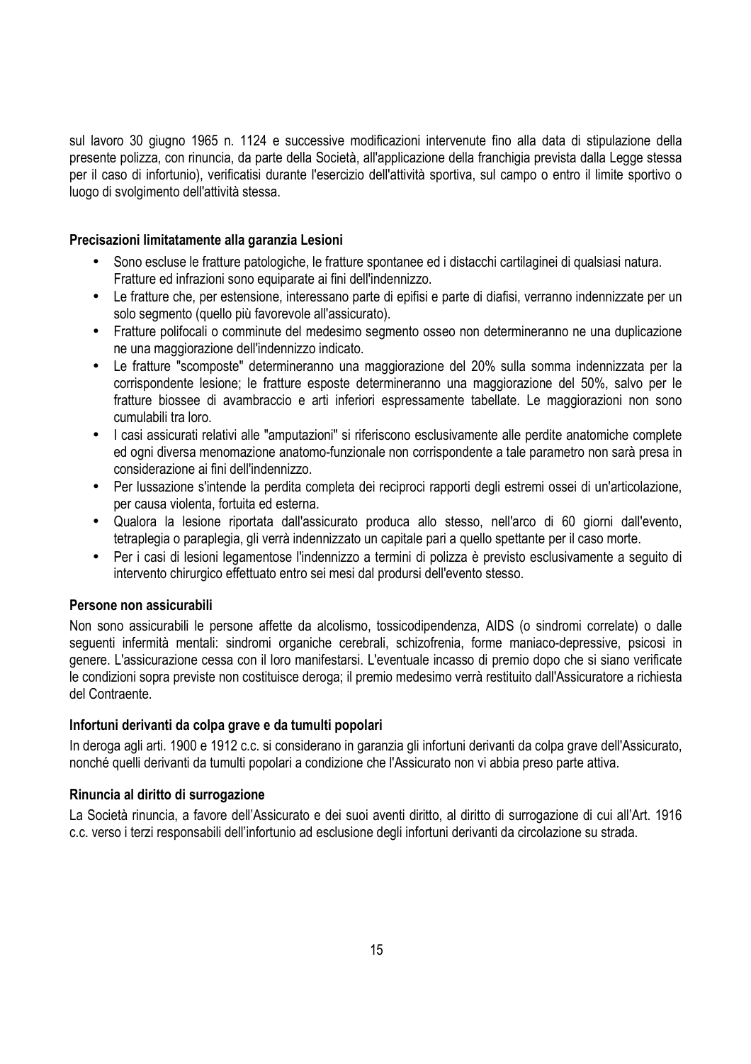sul lavoro 30 giugno 1965 n. 1124 e successive modificazioni intervenute fino alla data di stipulazione della presente polizza, con rinuncia, da parte della Società, all'applicazione della franchigia prevista dalla Legge stessa per il caso di infortunio), verificatisi durante l'esercizio dell'attività sportiva, sul campo o entro il limite sportivo o luogo di svolgimento dell'attività stessa.

**Precisazioni limitatamente alla garanzia Lesioni**

- Sono escluse le fratture patologiche, le fratture spontanee ed i distacchi cartilaginei di qualsiasi natura. Fratture ed infrazioni sono equiparate ai fini dell'indennizzo.
- Le fratture che, per estensione, interessano parte di epifisi e parte di diafisi, verranno indennizzate per un solo segmento (quello più favorevole all'assicurato).
- Fratture polifocali o comminute del medesimo segmento osseo non determineranno ne una duplicazione ne una maggiorazione dell'indennizzo indicato.
- Le fratture "scomposte" determineranno una maggiorazione del 20% sulla somma indennizzata per la corrispondente lesione; le fratture esposte determineranno una maggiorazione del 50%, salvo per le fratture biossee di avambraccio e arti inferiori espressamente tabellate. Le maggiorazioni non sono cumulabili tra loro.
- I casi assicurati relativi alle "amputazioni" si riferiscono esclusivamente alle perdite anatomiche complete ed ogni diversa menomazione anatomo-funzionale non corrispondente a tale parametro non sarà presa in considerazione ai fini dell'indennizzo.
- Per lussazione s'intende la perdita completa dei reciproci rapporti degli estremi ossei di un'articolazione, per causa violenta, fortuita ed esterna.
- Qualora la lesione riportata dall'assicurato produca allo stesso, nell'arco di 60 giorni dall'evento, tetraplegia o paraplegia, gli verrà indennizzato un capitale pari a quello spettante per il caso morte.
- Per i casi di lesioni legamentose l'indennizzo a termini di polizza è previsto esclusivamente a seguito di intervento chirurgico effettuato entro sei mesi dal prodursi dell'evento stesso.

**Persone non assicurabili**

Non sono assicurabili le persone affette da alcolismo, tossicodipendenza, AIDS (o sindromi correlate) o dalle seguenti infermità mentali: sindromi organiche cerebrali, schizofrenia, forme maniaco-depressive, psicosi in genere. L'assicurazione cessa con il loro manifestarsi. L'eventuale incasso di premio dopo che si siano verificate le condizioni sopra previste non costituisce deroga; il premio medesimo verrà restituito dall'Assicuratore a richiesta del Contraente.

**Infortuni derivanti da colpa grave e da tumulti popolari**

In deroga agli artt. 1900 e 1912 c.c. si considerano in garanzia gli infortuni derivanti da colpa grave dell'Assicurato, nonché quelli derivanti da tumulti popolari a condizione che l'Assicurato non vi abbia preso parte attiva.

**Rinuncia al diritto di surrogazione**

La Società rinuncia, a favore dell'Assicurato e dei suoi aventi diritto, al diritto di surrogazione di cui all'Art. 1916 c.c. verso i terzi responsabili dell'infortunio ad esclusione degli infortuni derivanti da circolazione su strada.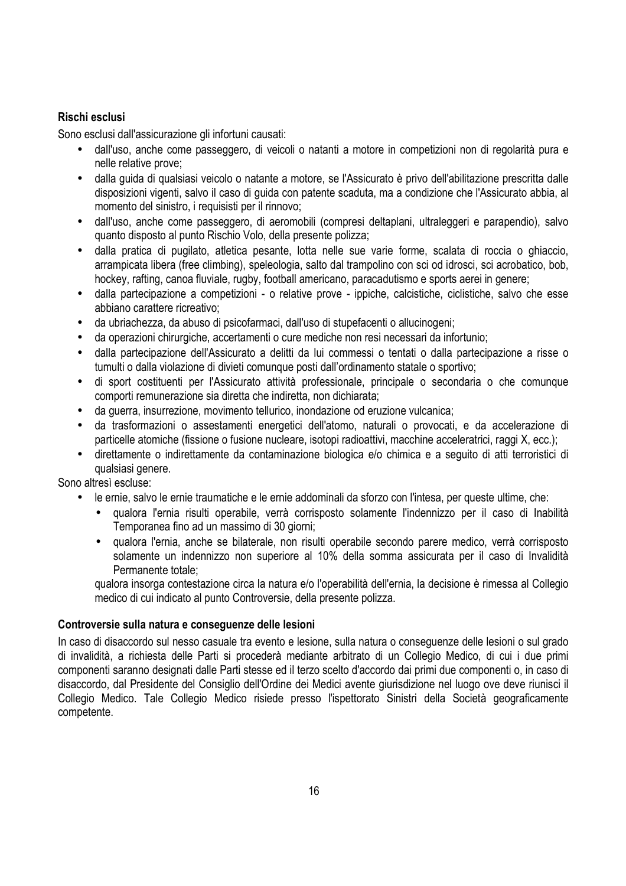**Rischi esclusi**

Sono esclusi dall'assicurazione gli infortuni causati:

- dall'uso, anche come passeggero, di veicoli o natanti a motore in competizioni non di regolarità pura e nelle relative prove;
- dalla guida di qualsiasi veicolo o natante a motore, se l'Assicurato è privo dell'abilitazione prescritta dalle disposizioni vigenti, salvo il caso di guida con patente scaduta, ma a condizione che l'Assicurato abbia, al momento del sinistro, i requisisti per il rinnovo;
- dall'uso, anche come passeggero, di aeromobili (compresi deltaplani, ultraleggeri e parapendio), salvo quanto disposto al punto Rischio Volo, della presente polizza;
- dalla pratica di pugilato, atletica pesante, lotta nelle sue varie forme, scalata di roccia o ghiaccio, arrampicata libera (free climbing), speleologia, salto dal trampolino con sci od idrosci, sci acrobatico, bob, hockey, rafting, canoa fluviale, rugby, football americano, paracadutismo e sports aerei in genere;
- dalla partecipazione a competizioni - o relative prove - ippiche, calcistiche, ciclistiche, salvo che esse abbiano carattere ricreativo;
- da ubriachezza, da abuso di psicofarmaci, dall'uso di stupefacenti o allucinogeni;
- da operazioni chirurgiche, accertamenti o cure mediche non resi necessari da infortunio;
- dalla partecipazione dell'Assicurato a delitti da lui commessi o tentati o dalla partecipazione a risse o tumulti o dalla violazione di divieti comunque posti dall'ordinamento statale o sportivo;
- di sport costituenti per l'Assicurato attività professionale, principale o secondaria o che comunque comporti remunerazione sia diretta che indiretta, non dichiarata;
- da guerra, insurrezione, movimento tellurico, inondazione od eruzione vulcanica;
- da trasformazioni o assestamenti energetici dell'atomo, naturali o provocati, e da accelerazione di particelle atomiche (fissione o fusione nucleare, isotopi radioattivi, macchine acceleratrici, raggi X, ecc.);
- direttamente o indirettamente da contaminazione biologica e/o chimica e a seguito di atti terroristici di qualsiasi genere.

Sono altresì escluse:

- le ernie, salvo le ernie traumatiche e le ernie addominali da sforzo con l'intesa, per queste ultime, che:
  - qualora l'ernia risulti operabile, verrà corrisposto solamente l'indennizzo per il caso di Inabilità Temporanea fino ad un massimo di 30 giorni;
  - qualora l'ernia, anche se bilaterale, non risulti operabile secondo parere medico, verrà corrisposto solamente un indennizzo non superiore al 10% della somma assicurata per il caso di Invalidità Permanente totale;

  qualora insorga contestazione circa la natura e/o l'operabilità dell'ernia, la decisione è rimessa al Collegio medico di cui indicato al punto Controversie, della presente polizza.

**Controversie sulla natura e conseguenze delle lesioni**

In caso di disaccordo sul nesso casuale tra evento e lesione, sulla natura o conseguenze delle lesioni o sul grado di invalidità, a richiesta delle Parti si procederà mediante arbitrato di un Collegio Medico, di cui i due primi componenti saranno designati dalle Parti stesse ed il terzo scelto d'accordo dai primi due componenti o, in caso di disaccordo, dal Presidente del Consiglio dell'Ordine dei Medici avente giurisdizione nel luogo ove deve riunisci il Collegio Medico. Tale Collegio Medico risiede presso l'ispettorato Sinistri della Società geograficamente competente.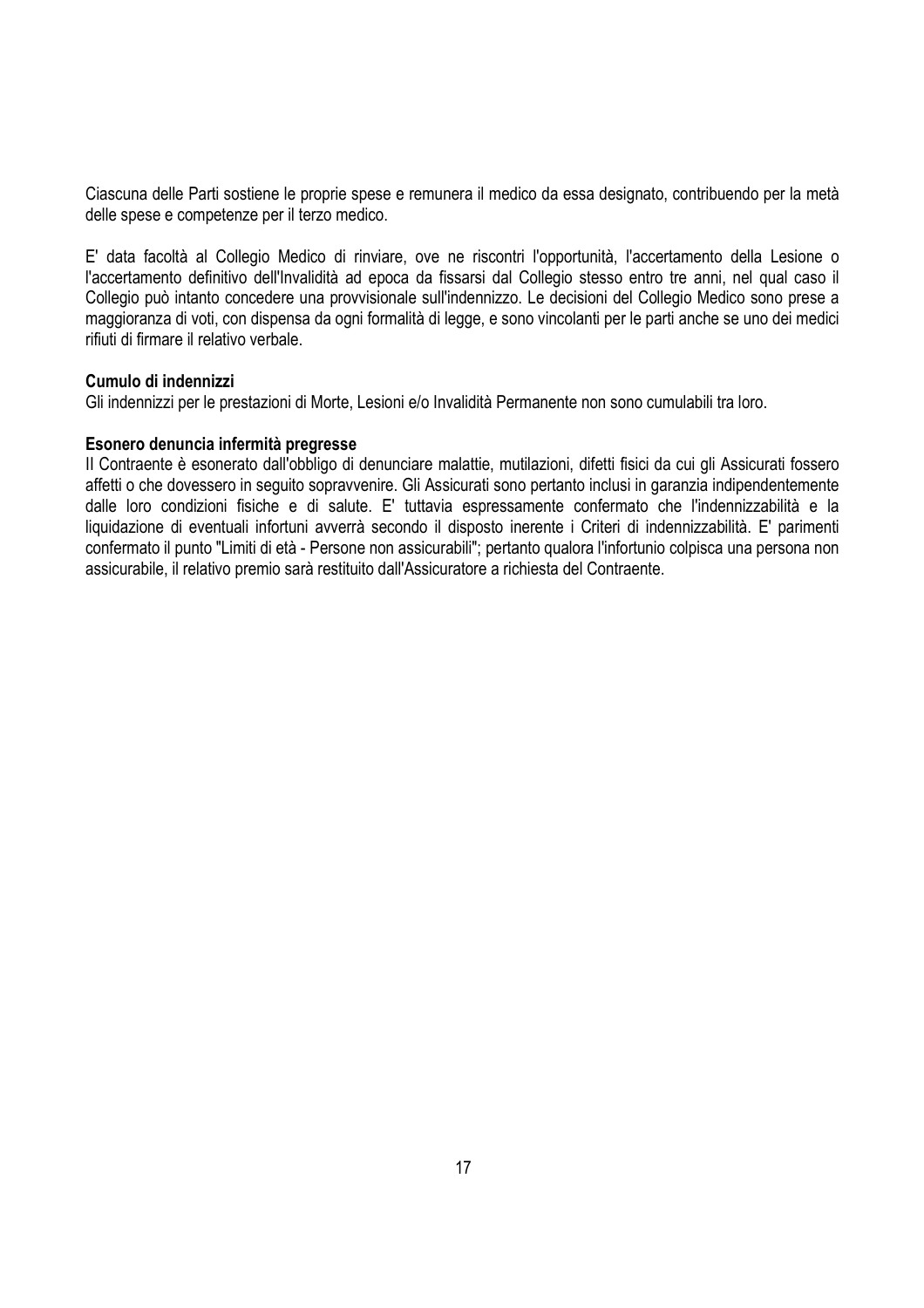Ciascuna delle Parti sostiene le proprie spese e remunera il medico da essa designato, contribuendo per la metà delle spese e competenze per il terzo medico.

E' data facoltà al Collegio Medico di rinviare, ove ne riscontri l'opportunità, l'accertamento della Lesione o l'accertamento definitivo dell'Invalidità ad epoca da fissarsi dal Collegio stesso entro tre anni, nel qual caso il Collegio può intanto concedere una provvisionale sull'indennizzo. Le decisioni del Collegio Medico sono prese a maggioranza di voti, con dispensa da ogni formalità di legge, e sono vincolanti per le parti anche se uno dei medici rifiuti di firmare il relativo verbale.

**Cumulo di indennizzi**

Gli indennizzi per le prestazioni di Morte, Lesioni e/o Invalidità Permanente non sono cumulabili tra loro.

**Esonero denuncia infermità pregresse**

Il Contraente è esonerato dall'obbligo di denunciare malattie, mutilazioni, difetti fisici da cui gli Assicurati fossero affetti o che dovessero in seguito sopravvenire. Gli Assicurati sono pertanto inclusi in garanzia indipendentemente dalle loro condizioni fisiche e di salute. E' tuttavia espressamente confermato che l'indennizzabilità e la liquidazione di eventuali infortuni avverrà secondo il disposto inerente i Criteri di indennizzabilità. E' parimenti confermato il punto "Limiti di età - Persone non assicurabili"; pertanto qualora l'infortunio colpisca una persona non assicurabile, il relativo premio sarà restituito dall'Assicuratore a richiesta del Contraente.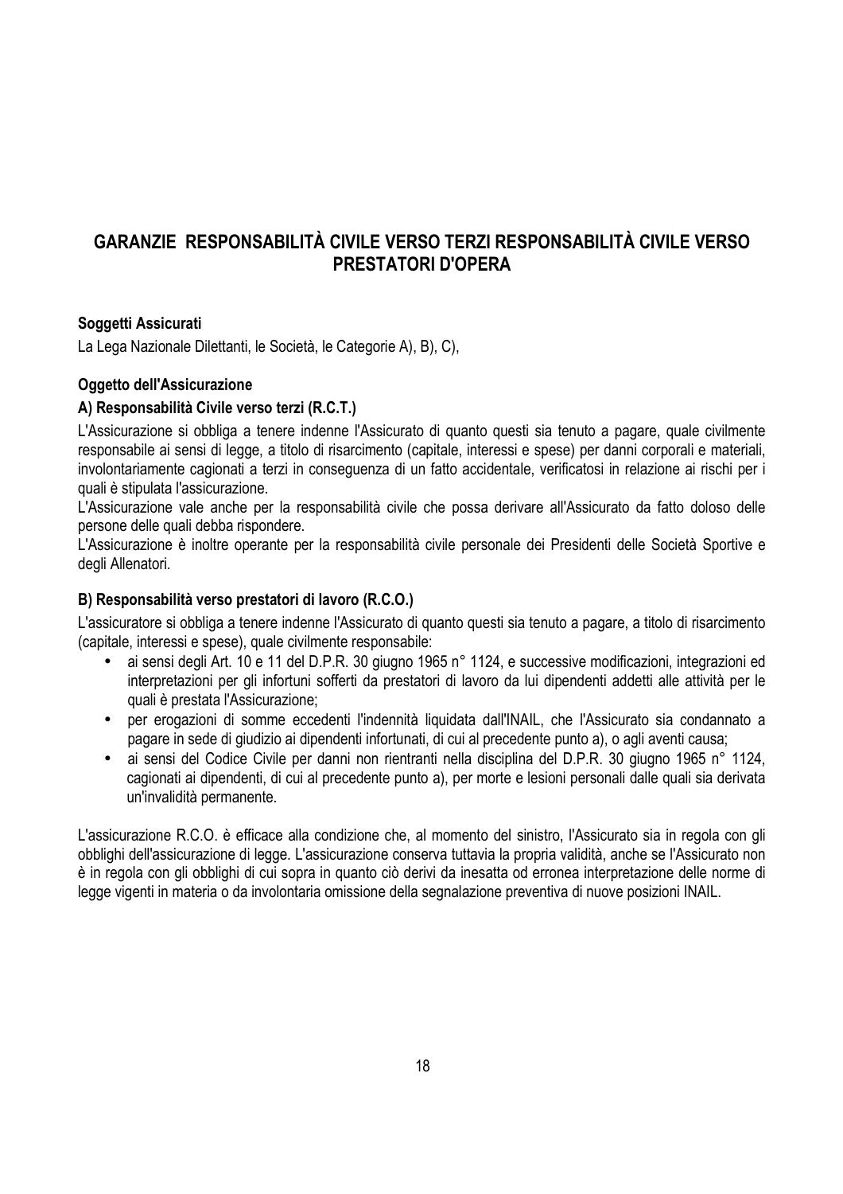## GARANZIE RESPONSABILITÀ CIVILE VERSO TERZI RESPONSABILITÀ CIVILE VERSO PRESTATORI D'OPERA

**Soggetti Assicurati**

La Lega Nazionale Dilettanti, le Società, le Categorie A), B), C),

**Oggetto dell'Assicurazione**

**A) Responsabilità Civile verso terzi (R.C.T.)**

L'Assicurazione si obbliga a tenere indenne l'Assicurato di quanto questi sia tenuto a pagare, quale civilmente responsabile ai sensi di legge, a titolo di risarcimento (capitale, interessi e spese) per danni corporali e materiali, involontariamente cagionati a terzi in conseguenza di un fatto accidentale, verificatosi in relazione ai rischi per i quali è stipulata l'assicurazione.

L'Assicurazione vale anche per la responsabilità civile che possa derivare all'Assicurato da fatto doloso delle persone delle quali debba rispondere.

L'Assicurazione è inoltre operante per la responsabilità civile personale dei Presidenti delle Società Sportive e degli Allenatori.

**B) Responsabilità verso prestatori di lavoro (R.C.O.)**

L'assicuratore si obbliga a tenere indenne l'Assicurato di quanto questi sia tenuto a pagare, a titolo di risarcimento (capitale, interessi e spese), quale civilmente responsabile:

- ai sensi degli Art. 10 e 11 del D.P.R. 30 giugno 1965 n° 1124, e successive modificazioni, integrazioni ed interpretazioni per gli infortuni sofferti da prestatori di lavoro da lui dipendenti addetti alle attività per le quali è prestata l'Assicurazione;
- per erogazioni di somme eccedenti l'indennità liquidata dall'INAIL, che l'Assicurato sia condannato a pagare in sede di giudizio ai dipendenti infortunati, di cui al precedente punto a), o agli aventi causa;
- ai sensi del Codice Civile per danni non rientranti nella disciplina del D.P.R. 30 giugno 1965 n° 1124, cagionati ai dipendenti, di cui al precedente punto a), per morte e lesioni personali dalle quali sia derivata un'invalidità permanente.

L'assicurazione R.C.O. è efficace alla condizione che, al momento del sinistro, l'Assicurato sia in regola con gli obblighi dell'assicurazione di legge. L'assicurazione conserva tuttavia la propria validità, anche se l'Assicurato non è in regola con gli obblighi di cui sopra in quanto ciò derivi da inesatta od erronea interpretazione delle norme di legge vigenti in materia o da involontaria omissione della segnalazione preventiva di nuove posizioni INAIL.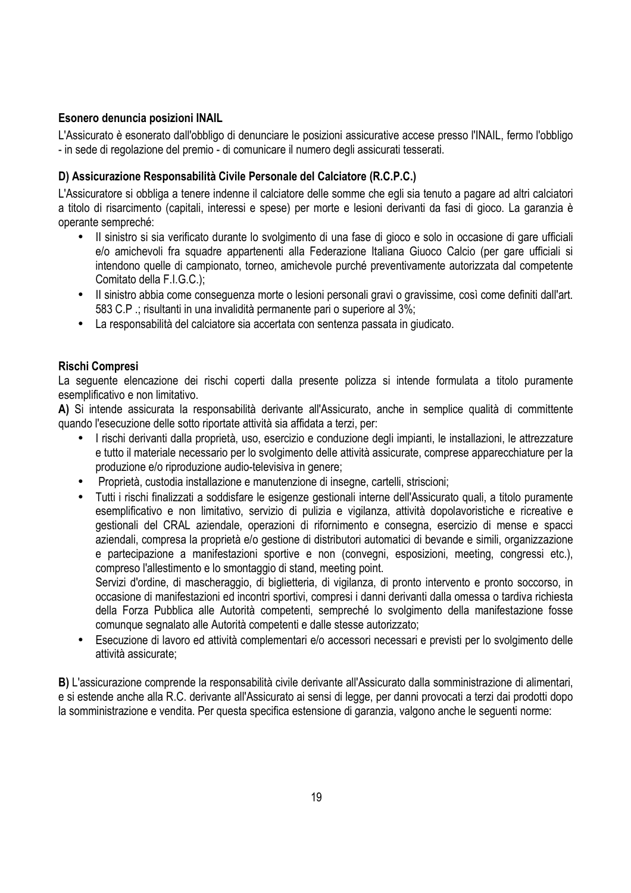**Esonero denuncia posizioni INAIL**

L'Assicurato è esonerato dall'obbligo di denunciare le posizioni assicurative accese presso l'INAIL, fermo l'obbligo - in sede di regolazione del premio - di comunicare il numero degli assicurati tesserati.

**D) Assicurazione Responsabilità Civile Personale del Calciatore (R.C.P.C.)**

L'Assicuratore si obbliga a tenere indenne il calciatore delle somme che egli sia tenuto a pagare ad altri calciatori a titolo di risarcimento (capitali, interessi e spese) per morte e lesioni derivanti da fasi di gioco. La garanzia è operante sempreché:

- Il sinistro si sia verificato durante lo svolgimento di una fase di gioco e solo in occasione di gare ufficiali e/o amichevoli fra squadre appartenenti alla Federazione Italiana Giuoco Calcio (per gare ufficiali si intendono quelle di campionato, torneo, amichevole purché preventivamente autorizzata dal competente Comitato della F.I.G.C.);
- Il sinistro abbia come conseguenza morte o lesioni personali gravi o gravissime, così come definiti dall'art. 583 C.P .; risultanti in una invalidità permanente pari o superiore al 3%;
- La responsabilità del calciatore sia accertata con sentenza passata in giudicato.

**Rischi Compresi**

La seguente elencazione dei rischi coperti dalla presente polizza si intende formulata a titolo puramente esemplificativo e non limitativo.

**A)** Si intende assicurata la responsabilità derivante all'Assicurato, anche in semplice qualità di committente quando l'esecuzione delle sotto riportate attività sia affidata a terzi, per:

- I rischi derivanti dalla proprietà, uso, esercizio e conduzione degli impianti, le installazioni, le attrezzature e tutto il materiale necessario per lo svolgimento delle attività assicurate, comprese apparecchiature per la produzione e/o riproduzione audio-televisiva in genere;
- Proprietà, custodia installazione e manutenzione di insegne, cartelli, striscioni;
- Tutti i rischi finalizzati a soddisfare le esigenze gestionali interne dell'Assicurato quali, a titolo puramente esemplificativo e non limitativo, servizio di pulizia e vigilanza, attività dopolavoristiche e ricreative e gestionali del CRAL aziendale, operazioni di rifornimento e consegna, esercizio di mense e spacci aziendali, compresa la proprietà e/o gestione di distributori automatici di bevande e simili, organizzazione e partecipazione a manifestazioni sportive e non (convegni, esposizioni, meeting, congressi etc.), compreso l'allestimento e lo smontaggio di stand, meeting point.
  Servizi d'ordine, di mascheraggio, di biglietteria, di vigilanza, di pronto intervento e pronto soccorso, in occasione di manifestazioni ed incontri sportivi, compresi i danni derivanti dalla omessa o tardiva richiesta della Forza Pubblica alle Autorità competenti, sempreché lo svolgimento della manifestazione fosse comunque segnalato alle Autorità competenti e dalle stesse autorizzato;
- Esecuzione di lavoro ed attività complementari e/o accessori necessari e previsti per lo svolgimento delle attività assicurate;

**B)** L'assicurazione comprende la responsabilità civile derivante all'Assicurato dalla somministrazione di alimentari, e si estende anche alla R.C. derivante all'Assicurato ai sensi di legge, per danni provocati a terzi dai prodotti dopo la somministrazione e vendita. Per questa specifica estensione di garanzia, valgono anche le seguenti norme: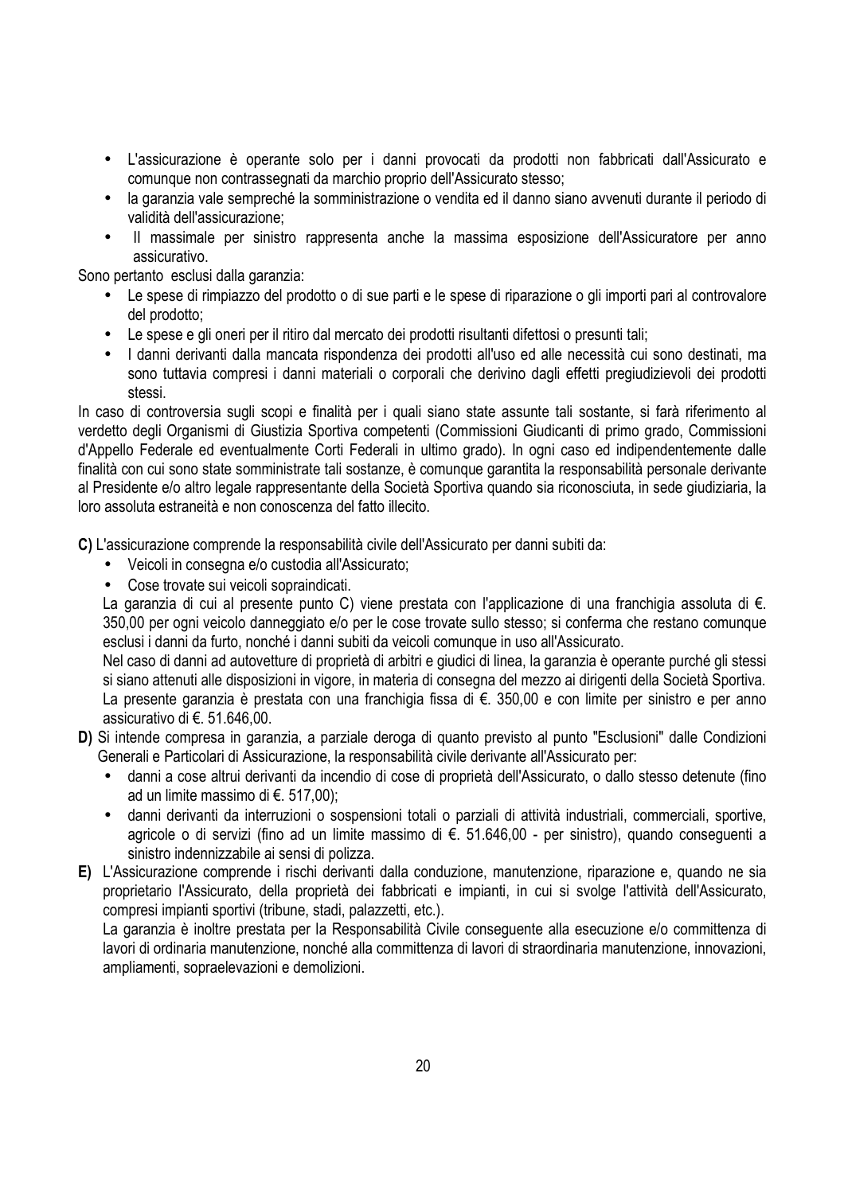- L'assicurazione è operante solo per i danni provocati da prodotti non fabbricati dall'Assicurato e comunque non contrassegnati da marchio proprio dell'Assicurato stesso;
- la garanzia vale sempreché la somministrazione o vendita ed il danno siano avvenuti durante il periodo di validità dell'assicurazione;
- Il massimale per sinistro rappresenta anche la massima esposizione dell'Assicuratore per anno assicurativo.

Sono pertanto esclusi dalla garanzia:

- Le spese di rimpiazzo del prodotto o di sue parti e le spese di riparazione o gli importi pari al controvalore del prodotto;
- Le spese e gli oneri per il ritiro dal mercato dei prodotti risultanti difettosi o presunti tali;
- I danni derivanti dalla mancata rispondenza dei prodotti all'uso ed alle necessità cui sono destinati, ma sono tuttavia compresi i danni materiali o corporali che derivino dagli effetti pregiudizievoli dei prodotti stessi.

In caso di controversia sugli scopi e finalità per i quali siano state assunte tali sostante, si farà riferimento al verdetto degli Organismi di Giustizia Sportiva competenti (Commissioni Giudicanti di primo grado, Commissioni d'Appello Federale ed eventualmente Corti Federali in ultimo grado). In ogni caso ed indipendentemente dalle finalità con cui sono state somministrate tali sostanze, è comunque garantita la responsabilità personale derivante al Presidente e/o altro legale rappresentante della Società Sportiva quando sia riconosciuta, in sede giudiziaria, la loro assoluta estraneità e non conoscenza del fatto illecito.

**C)** L'assicurazione comprende la responsabilità civile dell'Assicurato per danni subiti da:

- Veicoli in consegna e/o custodia all'Assicurato;
- Cose trovate sui veicoli sopraindicati.

La garanzia di cui al presente punto C) viene prestata con l'applicazione di una franchigia assoluta di €. 350,00 per ogni veicolo danneggiato e/o per le cose trovate sullo stesso; si conferma che restano comunque esclusi i danni da furto, nonché i danni subiti da veicoli comunque in uso all'Assicurato.

Nel caso di danni ad autovetture di proprietà di arbitri e giudici di linea, la garanzia è operante purché gli stessi si siano attenuti alle disposizioni in vigore, in materia di consegna del mezzo ai dirigenti della Società Sportiva. La presente garanzia è prestata con una franchigia fissa di €. 350,00 e con limite per sinistro e per anno assicurativo di €. 51.646,00.

**D)** Si intende compresa in garanzia, a parziale deroga di quanto previsto al punto "Esclusioni" dalle Condizioni Generali e Particolari di Assicurazione, la responsabilità civile derivante all'Assicurato per:

- danni a cose altrui derivanti da incendio di cose di proprietà dell'Assicurato, o dallo stesso detenute (fino ad un limite massimo di €. 517,00);
- danni derivanti da interruzioni o sospensioni totali o parziali di attività industriali, commerciali, sportive, agricole o di servizi (fino ad un limite massimo di €. 51.646,00 - per sinistro), quando conseguenti a sinistro indennizzabile ai sensi di polizza.

**E)** L'Assicurazione comprende i rischi derivanti dalla conduzione, manutenzione, riparazione e, quando ne sia proprietario l'Assicurato, della proprietà dei fabbricati e impianti, in cui si svolge l'attività dell'Assicurato, compresi impianti sportivi (tribune, stadi, palazzetti, etc.).

La garanzia è inoltre prestata per la Responsabilità Civile conseguente alla esecuzione e/o committenza di lavori di ordinaria manutenzione, nonché alla committenza di lavori di straordinaria manutenzione, innovazioni, ampliamenti, sopraelevazioni e demolizioni.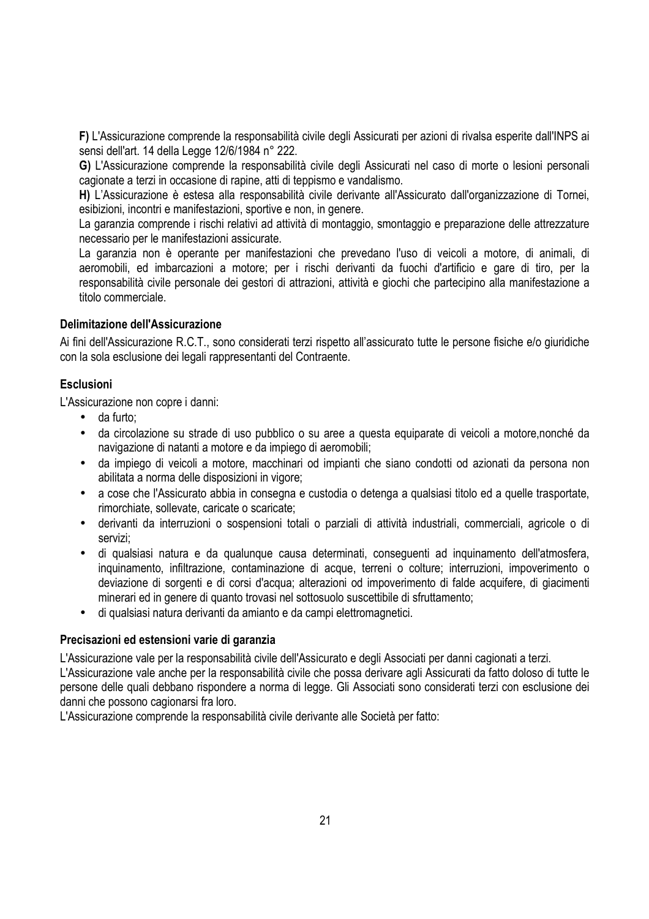**F)** L'Assicurazione comprende la responsabilità civile degli Assicurati per azioni di rivalsa esperite dall'INPS ai sensi dell'art. 14 della Legge 12/6/1984 n° 222.

**G)** L'Assicurazione comprende la responsabilità civile degli Assicurati nel caso di morte o lesioni personali cagionate a terzi in occasione di rapine, atti di teppismo e vandalismo.

**H)** L'Assicurazione è estesa alla responsabilità civile derivante all'Assicurato dall'organizzazione di Tornei, esibizioni, incontri e manifestazioni, sportive e non, in genere.

La garanzia comprende i rischi relativi ad attività di montaggio, smontaggio e preparazione delle attrezzature necessario per le manifestazioni assicurate.

La garanzia non è operante per manifestazioni che prevedano l'uso di veicoli a motore, di animali, di aeromobili, ed imbarcazioni a motore; per i rischi derivanti da fuochi d'artificio e gare di tiro, per la responsabilità civile personale dei gestori di attrazioni, attività e giochi che partecipino alla manifestazione a titolo commerciale.

**Delimitazione dell'Assicurazione**

Ai fini dell'Assicurazione R.C.T., sono considerati terzi rispetto all'assicurato tutte le persone fisiche e/o giuridiche con la sola esclusione dei legali rappresentanti del Contraente.

**Esclusioni**

L'Assicurazione non copre i danni:

- da furto;
- da circolazione su strade di uso pubblico o su aree a questa equiparate di veicoli a motore,nonché da navigazione di natanti a motore e da impiego di aeromobili;
- da impiego di veicoli a motore, macchinari od impianti che siano condotti od azionati da persona non abilitata a norma delle disposizioni in vigore;
- a cose che l'Assicurato abbia in consegna e custodia o detenga a qualsiasi titolo ed a quelle trasportate, rimorchiate, sollevate, caricate o scaricate;
- derivanti da interruzioni o sospensioni totali o parziali di attività industriali, commerciali, agricole o di servizi;
- di qualsiasi natura e da qualunque causa determinati, conseguenti ad inquinamento dell'atmosfera, inquinamento, infiltrazione, contaminazione di acque, terreni o colture; interruzioni, impoverimento o deviazione di sorgenti e di corsi d'acqua; alterazioni od impoverimento di falde acquifere, di giacimenti minerari ed in genere di quanto trovasi nel sottosuolo suscettibile di sfruttamento;
- di qualsiasi natura derivanti da amianto e da campi elettromagnetici.

**Precisazioni ed estensioni varie di garanzia**

L'Assicurazione vale per la responsabilità civile dell'Assicurato e degli Associati per danni cagionati a terzi.

L'Assicurazione vale anche per la responsabilità civile che possa derivare agli Assicurati da fatto doloso di tutte le persone delle quali debbano rispondere a norma di legge. Gli Associati sono considerati terzi con esclusione dei danni che possono cagionarsi fra loro.

L'Assicurazione comprende la responsabilità civile derivante alle Società per fatto: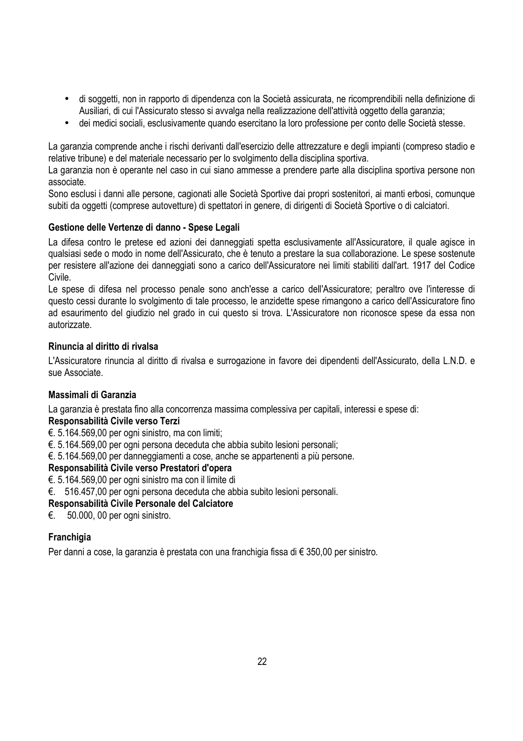- di soggetti, non in rapporto di dipendenza con la Società assicurata, ne ricomprendibili nella definizione di Ausiliari, di cui l'Assicurato stesso si avvalga nella realizzazione dell'attività oggetto della garanzia;
- dei medici sociali, esclusivamente quando esercitano la loro professione per conto delle Società stesse.

La garanzia comprende anche i rischi derivanti dall'esercizio delle attrezzature e degli impianti (compreso stadio e relative tribune) e del materiale necessario per lo svolgimento della disciplina sportiva.
La garanzia non è operante nel caso in cui siano ammesse a prendere parte alla disciplina sportiva persone non associate.
Sono esclusi i danni alle persone, cagionati alle Società Sportive dai propri sostenitori, ai manti erbosi, comunque subiti da oggetti (comprese autovetture) di spettatori in genere, di dirigenti di Società Sportive o di calciatori.

**Gestione delle Vertenze di danno - Spese Legali**

La difesa contro le pretese ed azioni dei danneggiati spetta esclusivamente all'Assicuratore, il quale agisce in qualsiasi sede o modo in nome dell'Assicurato, che è tenuto a prestare la sua collaborazione. Le spese sostenute per resistere all'azione dei danneggiati sono a carico dell'Assicuratore nei limiti stabiliti dall'art. 1917 del Codice Civile.
Le spese di difesa nel processo penale sono anch'esse a carico dell'Assicuratore; peraltro ove l'interesse di questo cessi durante lo svolgimento di tale processo, le anzidette spese rimangono a carico dell'Assicuratore fino ad esaurimento del giudizio nel grado in cui questo si trova. L'Assicuratore non riconosce spese da essa non autorizzate.

**Rinuncia al diritto di rivalsa**

L'Assicuratore rinuncia al diritto di rivalsa e surrogazione in favore dei dipendenti dell'Assicurato, della L.N.D. e sue Associate.

**Massimali di Garanzia**

La garanzia è prestata fino alla concorrenza massima complessiva per capitali, interessi e spese di:

**Responsabilità Civile verso Terzi**

€. 5.164.569,00 per ogni sinistro, ma con limiti;
€. 5.164.569,00 per ogni persona deceduta che abbia subito lesioni personali;
€. 5.164.569,00 per danneggiamenti a cose, anche se appartenenti a più persone.

**Responsabilità Civile verso Prestatori d'opera**

€. 5.164.569,00 per ogni sinistro ma con il limite di
€. 516.457,00 per ogni persona deceduta che abbia subito lesioni personali.

**Responsabilità Civile Personale del Calciatore**

€. 50.000, 00 per ogni sinistro.

**Franchigia**

Per danni a cose, la garanzia è prestata con una franchigia fissa di € 350,00 per sinistro.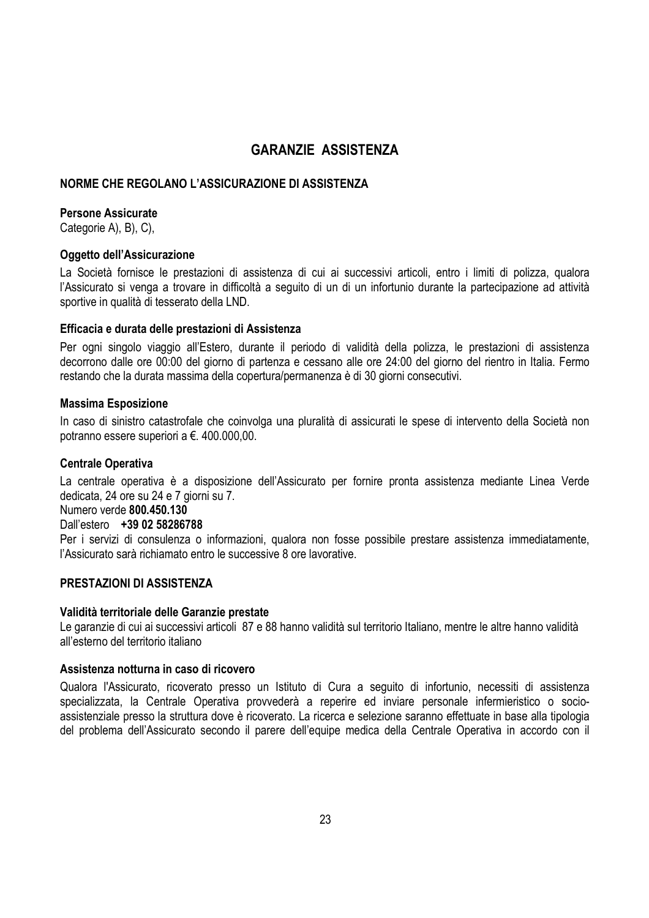# GARANZIE ASSISTENZA

## NORME CHE REGOLANO L'ASSICURAZIONE DI ASSISTENZA

**Persone Assicurate**
Categorie A), B), C),

**Oggetto dell'Assicurazione**

La Società fornisce le prestazioni di assistenza di cui ai successivi articoli, entro i limiti di polizza, qualora l'Assicurato si venga a trovare in difficoltà a seguito di un di un infortunio durante la partecipazione ad attività sportive in qualità di tesserato della LND.

**Efficacia e durata delle prestazioni di Assistenza**

Per ogni singolo viaggio all'Estero, durante il periodo di validità della polizza, le prestazioni di assistenza decorrono dalle ore 00:00 del giorno di partenza e cessano alle ore 24:00 del giorno del rientro in Italia. Fermo restando che la durata massima della copertura/permanenza è di 30 giorni consecutivi.

**Massima Esposizione**

In caso di sinistro catastrofale che coinvolga una pluralità di assicurati le spese di intervento della Società non potranno essere superiori a €. 400.000,00.

**Centrale Operativa**

La centrale operativa è a disposizione dell'Assicurato per fornire pronta assistenza mediante Linea Verde dedicata, 24 ore su 24 e 7 giorni su 7.
Numero verde **800.450.130**
Dall'estero **+39 02 58286788**
Per i servizi di consulenza o informazioni, qualora non fosse possibile prestare assistenza immediatamente, l'Assicurato sarà richiamato entro le successive 8 ore lavorative.

## PRESTAZIONI DI ASSISTENZA

**Validità territoriale delle Garanzie prestate**
Le garanzie di cui ai successivi articoli 87 e 88 hanno validità sul territorio Italiano, mentre le altre hanno validità all'esterno del territorio italiano

**Assistenza notturna in caso di ricovero**

Qualora l'Assicurato, ricoverato presso un Istituto di Cura a seguito di infortunio, necessiti di assistenza specializzata, la Centrale Operativa provvederà a reperire ed inviare personale infermieristico o socio-assistenziale presso la struttura dove è ricoverato. La ricerca e selezione saranno effettuate in base alla tipologia del problema dell'Assicurato secondo il parere dell'equipe medica della Centrale Operativa in accordo con il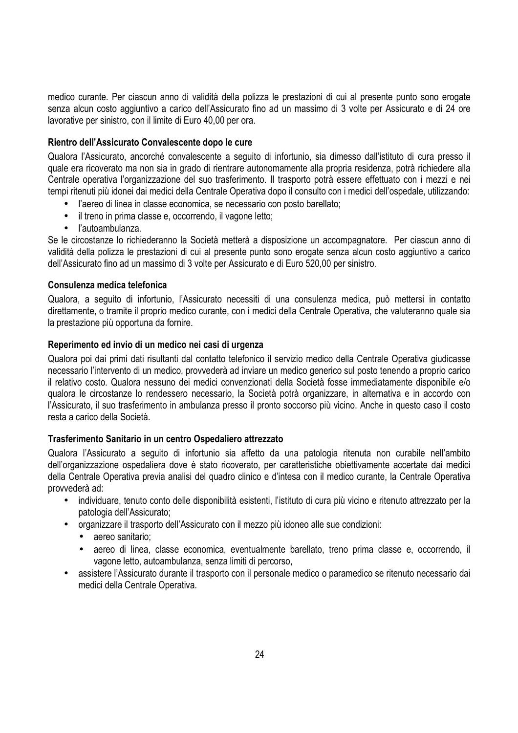medico curante. Per ciascun anno di validità della polizza le prestazioni di cui al presente punto sono erogate senza alcun costo aggiuntivo a carico dell'Assicurato fino ad un massimo di 3 volte per Assicurato e di 24 ore lavorative per sinistro, con il limite di Euro 40,00 per ora.

**Rientro dell'Assicurato Convalescente dopo le cure**

Qualora l'Assicurato, ancorché convalescente a seguito di infortunio, sia dimesso dall'istituto di cura presso il quale era ricoverato ma non sia in grado di rientrare autonomamente alla propria residenza, potrà richiedere alla Centrale operativa l'organizzazione del suo trasferimento. Il trasporto potrà essere effettuato con i mezzi e nei tempi ritenuti più idonei dai medici della Centrale Operativa dopo il consulto con i medici dell'ospedale, utilizzando:

- l'aereo di linea in classe economica, se necessario con posto barellato;
- il treno in prima classe e, occorrendo, il vagone letto;
- l'autoambulanza.

Se le circostanze lo richiederanno la Società metterà a disposizione un accompagnatore. Per ciascun anno di validità della polizza le prestazioni di cui al presente punto sono erogate senza alcun costo aggiuntivo a carico dell'Assicurato fino ad un massimo di 3 volte per Assicurato e di Euro 520,00 per sinistro.

**Consulenza medica telefonica**

Qualora, a seguito di infortunio, l'Assicurato necessiti di una consulenza medica, può mettersi in contatto direttamente, o tramite il proprio medico curante, con i medici della Centrale Operativa, che valuteranno quale sia la prestazione più opportuna da fornire.

**Reperimento ed invio di un medico nei casi di urgenza**

Qualora poi dai primi dati risultanti dal contatto telefonico il servizio medico della Centrale Operativa giudicasse necessario l'intervento di un medico, provvederà ad inviare un medico generico sul posto tenendo a proprio carico il relativo costo. Qualora nessuno dei medici convenzionati della Società fosse immediatamente disponibile e/o qualora le circostanze lo rendessero necessario, la Società potrà organizzare, in alternativa e in accordo con l'Assicurato, il suo trasferimento in ambulanza presso il pronto soccorso più vicino. Anche in questo caso il costo resta a carico della Società.

**Trasferimento Sanitario in un centro Ospedaliero attrezzato**

Qualora l'Assicurato a seguito di infortunio sia affetto da una patologia ritenuta non curabile nell'ambito dell'organizzazione ospedaliera dove è stato ricoverato, per caratteristiche obiettivamente accertate dai medici della Centrale Operativa previa analisi del quadro clinico e d'intesa con il medico curante, la Centrale Operativa provvederà ad:

- individuare, tenuto conto delle disponibilità esistenti, l'istituto di cura più vicino e ritenuto attrezzato per la patologia dell'Assicurato;
- organizzare il trasporto dell'Assicurato con il mezzo più idoneo alle sue condizioni:
  - aereo sanitario;
  - aereo di linea, classe economica, eventualmente barellato, treno prima classe e, occorrendo, il vagone letto, autoambulanza, senza limiti di percorso,
- assistere l'Assicurato durante il trasporto con il personale medico o paramedico se ritenuto necessario dai medici della Centrale Operativa.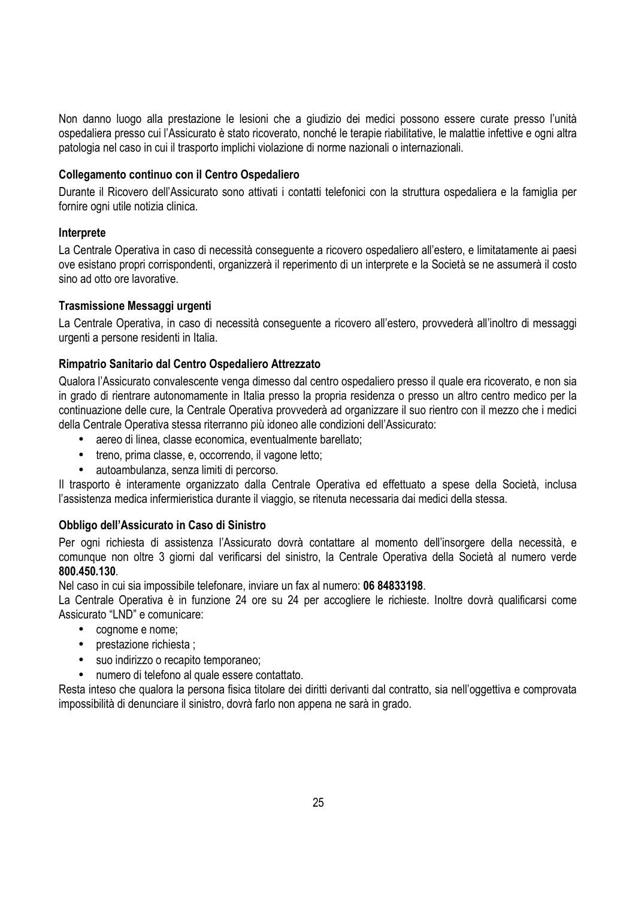Non danno luogo alla prestazione le lesioni che a giudizio dei medici possono essere curate presso l'unità ospedaliera presso cui l'Assicurato è stato ricoverato, nonché le terapie riabilitative, le malattie infettive e ogni altra patologia nel caso in cui il trasporto implichi violazione di norme nazionali o internazionali.

**Collegamento continuo con il Centro Ospedaliero**

Durante il Ricovero dell'Assicurato sono attivati i contatti telefonici con la struttura ospedaliera e la famiglia per fornire ogni utile notizia clinica.

**Interprete**

La Centrale Operativa in caso di necessità conseguente a ricovero ospedaliero all'estero, e limitatamente ai paesi ove esistano propri corrispondenti, organizzerà il reperimento di un interprete e la Società se ne assumerà il costo sino ad otto ore lavorative.

**Trasmissione Messaggi urgenti**

La Centrale Operativa, in caso di necessità conseguente a ricovero all'estero, provvederà all'inoltro di messaggi urgenti a persone residenti in Italia.

**Rimpatrio Sanitario dal Centro Ospedaliero Attrezzato**

Qualora l'Assicurato convalescente venga dimesso dal centro ospedaliero presso il quale era ricoverato, e non sia in grado di rientrare autonomamente in Italia presso la propria residenza o presso un altro centro medico per la continuazione delle cure, la Centrale Operativa provvederà ad organizzare il suo rientro con il mezzo che i medici della Centrale Operativa stessa riterranno più idoneo alle condizioni dell'Assicurato:

- aereo di linea, classe economica, eventualmente barellato;
- treno, prima classe, e, occorrendo, il vagone letto;
- autoambulanza, senza limiti di percorso.

Il trasporto è interamente organizzato dalla Centrale Operativa ed effettuato a spese della Società, inclusa l'assistenza medica infermieristica durante il viaggio, se ritenuta necessaria dai medici della stessa.

**Obbligo dell'Assicurato in Caso di Sinistro**

Per ogni richiesta di assistenza l'Assicurato dovrà contattare al momento dell'insorgere della necessità, e comunque non oltre 3 giorni dal verificarsi del sinistro, la Centrale Operativa della Società al numero verde **800.450.130**.

Nel caso in cui sia impossibile telefonare, inviare un fax al numero: **06 84833198**.

La Centrale Operativa è in funzione 24 ore su 24 per accogliere le richieste. Inoltre dovrà qualificarsi come Assicurato "LND" e comunicare:

- cognome e nome;
- prestazione richiesta ;
- suo indirizzo o recapito temporaneo;
- numero di telefono al quale essere contattato.

Resta inteso che qualora la persona fisica titolare dei diritti derivanti dal contratto, sia nell'oggettiva e comprovata impossibilità di denunciare il sinistro, dovrà farlo non appena ne sarà in grado.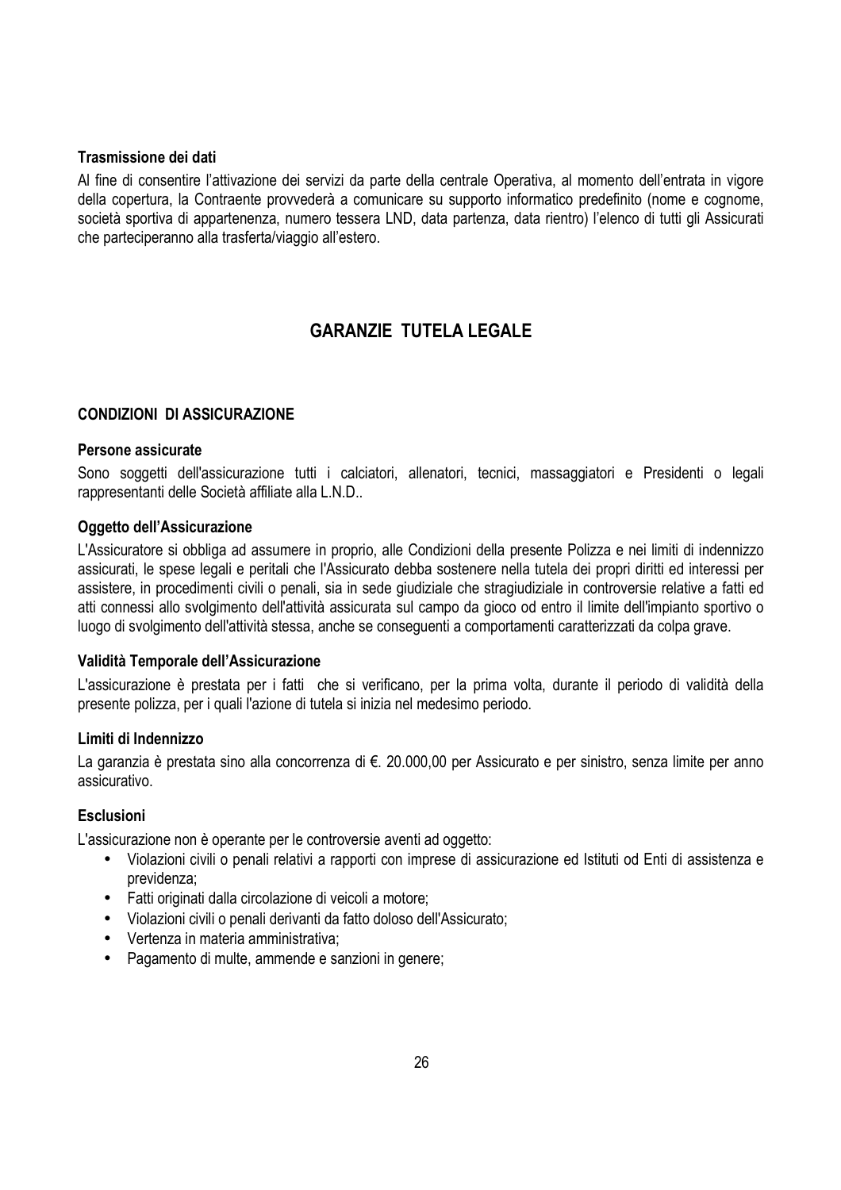**Trasmissione dei dati**

Al fine di consentire l'attivazione dei servizi da parte della centrale Operativa, al momento dell'entrata in vigore della copertura, la Contraente provvederà a comunicare su supporto informatico predefinito (nome e cognome, società sportiva di appartenenza, numero tessera LND, data partenza, data rientro) l'elenco di tutti gli Assicurati che parteciperanno alla trasferta/viaggio all'estero.

## GARANZIE TUTELA LEGALE

**CONDIZIONI DI ASSICURAZIONE**

**Persone assicurate**

Sono soggetti dell'assicurazione tutti i calciatori, allenatori, tecnici, massaggiatori e Presidenti o legali rappresentanti delle Società affiliate alla L.N.D..

**Oggetto dell'Assicurazione**

L'Assicuratore si obbliga ad assumere in proprio, alle Condizioni della presente Polizza e nei limiti di indennizzo assicurati, le spese legali e peritali che l'Assicurato debba sostenere nella tutela dei propri diritti ed interessi per assistere, in procedimenti civili o penali, sia in sede giudiziale che stragiudiziale in controversie relative a fatti ed atti connessi allo svolgimento dell'attività assicurata sul campo da gioco od entro il limite dell'impianto sportivo o luogo di svolgimento dell'attività stessa, anche se conseguenti a comportamenti caratterizzati da colpa grave.

**Validità Temporale dell'Assicurazione**

L'assicurazione è prestata per i fatti che si verificano, per la prima volta, durante il periodo di validità della presente polizza, per i quali l'azione di tutela si inizia nel medesimo periodo.

**Limiti di Indennizzo**

La garanzia è prestata sino alla concorrenza di €. 20.000,00 per Assicurato e per sinistro, senza limite per anno assicurativo.

**Esclusioni**

L'assicurazione non è operante per le controversie aventi ad oggetto:

- Violazioni civili o penali relativi a rapporti con imprese di assicurazione ed Istituti od Enti di assistenza e previdenza;
- Fatti originati dalla circolazione di veicoli a motore;
- Violazioni civili o penali derivanti da fatto doloso dell'Assicurato;
- Vertenza in materia amministrativa;
- Pagamento di multe, ammende e sanzioni in genere;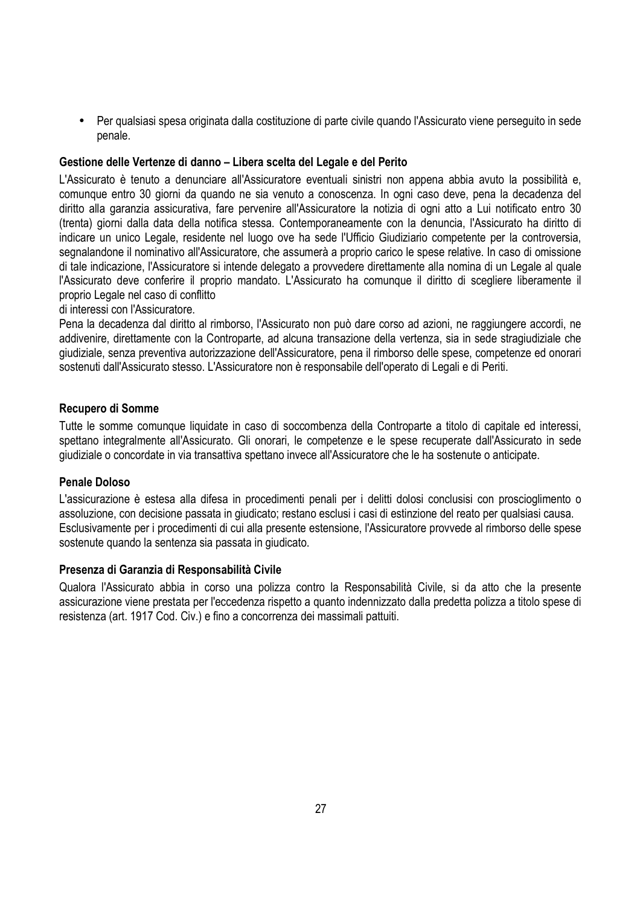- Per qualsiasi spesa originata dalla costituzione di parte civile quando l'Assicurato viene perseguito in sede penale.

**Gestione delle Vertenze di danno – Libera scelta del Legale e del Perito**

L'Assicurato è tenuto a denunciare all'Assicuratore eventuali sinistri non appena abbia avuto la possibilità e, comunque entro 30 giorni da quando ne sia venuto a conoscenza. In ogni caso deve, pena la decadenza del diritto alla garanzia assicurativa, fare pervenire all'Assicuratore la notizia di ogni atto a Lui notificato entro 30 (trenta) giorni dalla data della notifica stessa. Contemporaneamente con la denuncia, l'Assicurato ha diritto di indicare un unico Legale, residente nel luogo ove ha sede l'Ufficio Giudiziario competente per la controversia, segnalandone il nominativo all'Assicuratore, che assumerà a proprio carico le spese relative. In caso di omissione di tale indicazione, l'Assicuratore si intende delegato a provvedere direttamente alla nomina di un Legale al quale l'Assicurato deve conferire il proprio mandato. L'Assicurato ha comunque il diritto di scegliere liberamente il proprio Legale nel caso di conflitto
di interessi con l'Assicuratore.

Pena la decadenza dal diritto al rimborso, l'Assicurato non può dare corso ad azioni, ne raggiungere accordi, ne addivenire, direttamente con la Controparte, ad alcuna transazione della vertenza, sia in sede stragiudiziale che giudiziale, senza preventiva autorizzazione dell'Assicuratore, pena il rimborso delle spese, competenze ed onorari sostenuti dall'Assicurato stesso. L'Assicuratore non è responsabile dell'operato di Legali e di Periti.

**Recupero di Somme**

Tutte le somme comunque liquidate in caso di soccombenza della Controparte a titolo di capitale ed interessi, spettano integralmente all'Assicurato. Gli onorari, le competenze e le spese recuperate dall'Assicurato in sede giudiziale o concordate in via transattiva spettano invece all'Assicuratore che le ha sostenute o anticipate.

**Penale Doloso**

L'assicurazione è estesa alla difesa in procedimenti penali per i delitti dolosi conclusisi con proscioglimento o assoluzione, con decisione passata in giudicato; restano esclusi i casi di estinzione del reato per qualsiasi causa.
Esclusivamente per i procedimenti di cui alla presente estensione, l'Assicuratore provvede al rimborso delle spese sostenute quando la sentenza sia passata in giudicato.

**Presenza di Garanzia di Responsabilità Civile**

Qualora l'Assicurato abbia in corso una polizza contro la Responsabilità Civile, si da atto che la presente assicurazione viene prestata per l'eccedenza rispetto a quanto indennizzato dalla predetta polizza a titolo spese di resistenza (art. 1917 Cod. Civ.) e fino a concorrenza dei massimali pattuiti.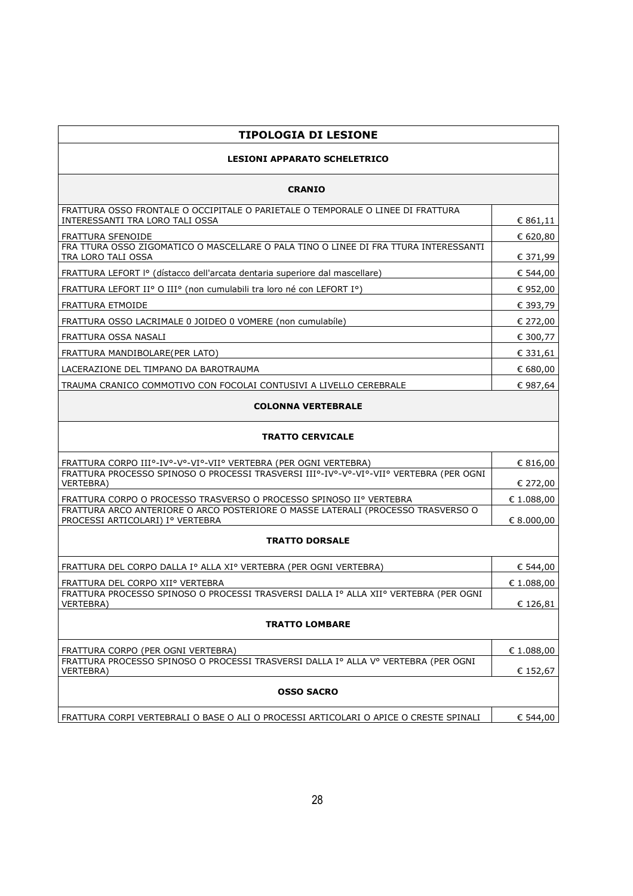| TIPOLOGIA DI LESIONE | |
|---|---|
| **LESIONI APPARATO SCHELETRICO** | |
| **CRANIO** | |
| FRATTURA OSSO FRONTALE O OCCIPITALE O PARIETALE O TEMPORALE O LINEE DI FRATTURA INTERESSANTI TRA LORO TALI OSSA | € 861,11 |
| FRATTURA SFENOIDE | € 620,80 |
| FRA TTURA OSSO ZIGOMATICO O MASCELLARE O PALA TINO O LINEE DI FRA TTURA INTERESSANTI TRA LORO TALI OSSA | € 371,99 |
| FRATTURA LEFORT I° (dístacco dell'arcata dentaria superiore dal mascellare) | € 544,00 |
| FRATTURA LEFORT II° O III° (non cumulabili tra loro né con LEFORT I°) | € 952,00 |
| FRATTURA ETMOIDE | € 393,79 |
| FRATTURA OSSO LACRIMALE 0 JOIDEO 0 VOMERE (non cumulabíle) | € 272,00 |
| FRATTURA OSSA NASALI | € 300,77 |
| FRATTURA MANDIBOLARE(PER LATO) | € 331,61 |
| LACERAZIONE DEL TIMPANO DA BAROTRAUMA | € 680,00 |
| TRAUMA CRANICO COMMOTIVO CON FOCOLAI CONTUSIVI A LIVELLO CEREBRALE | € 987,64 |
| **COLONNA VERTEBRALE** | |
| **TRATTO CERVICALE** | |
| FRATTURA CORPO III°-IV°-V°-VI°-VII° VERTEBRA (PER OGNI VERTEBRA) | € 816,00 |
| FRATTURA PROCESSO SPINOSO O PROCESSI TRASVERSI III°-IV°-V°-VI°-VII° VERTEBRA (PER OGNI VERTEBRA) | € 272,00 |
| FRATTURA CORPO O PROCESSO TRASVERSO O PROCESSO SPINOSO II° VERTEBRA | € 1.088,00 |
| FRATTURA ARCO ANTERIORE O ARCO POSTERIORE O MASSE LATERALI (PROCESSO TRASVERSO O PROCESSI ARTICOLARI) I° VERTEBRA | € 8.000,00 |
| **TRATTO DORSALE** | |
| FRATTURA DEL CORPO DALLA I° ALLA XI° VERTEBRA (PER OGNI VERTEBRA) | € 544,00 |
| FRATTURA DEL CORPO XII° VERTEBRA | € 1.088,00 |
| FRATTURA PROCESSO SPINOSO O PROCESSI TRASVERSI DALLA I° ALLA XII° VERTEBRA (PER OGNI VERTEBRA) | € 126,81 |
| **TRATTO LOMBARE** | |
| FRATTURA CORPO (PER OGNI VERTEBRA) | € 1.088,00 |
| FRATTURA PROCESSO SPINOSO O PROCESSI TRASVERSI DALLA I° ALLA V° VERTEBRA (PER OGNI VERTEBRA) | € 152,67 |
| **OSSO SACRO** | |
| FRATTURA CORPI VERTEBRALI O BASE O ALI O PROCESSI ARTICOLARI O APICE O CRESTE SPINALI | € 544,00 |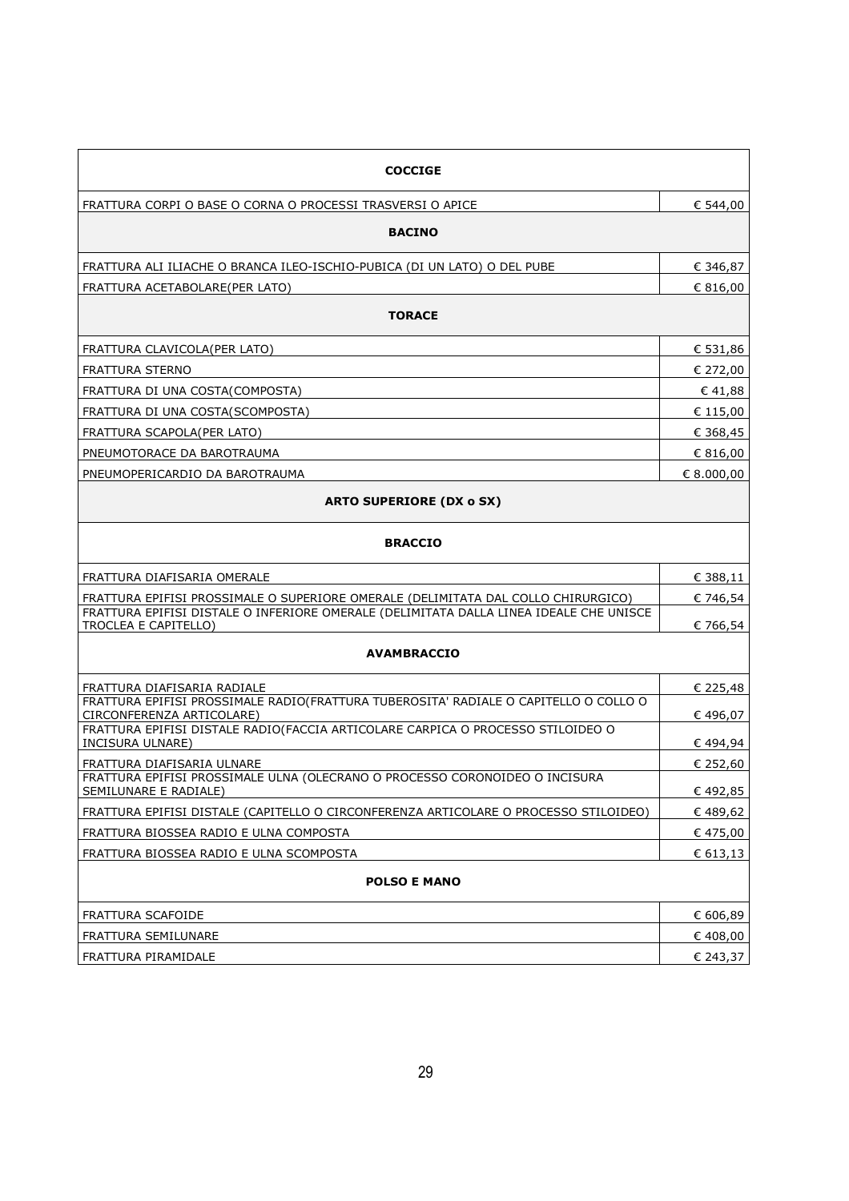| **COCCIGE** | |
|---|---|
| FRATTURA CORPI O BASE O CORNA O PROCESSI TRASVERSI O APICE | € 544,00 |
| **BACINO** | |
| FRATTURA ALI ILIACHE O BRANCA ILEO-ISCHIO-PUBICA (DI UN LATO) O DEL PUBE | € 346,87 |
| FRATTURA ACETABOLARE(PER LATO) | € 816,00 |
| **TORACE** | |
| FRATTURA CLAVICOLA(PER LATO) | € 531,86 |
| FRATTURA STERNO | € 272,00 |
| FRATTURA DI UNA COSTA(COMPOSTA) | € 41,88 |
| FRATTURA DI UNA COSTA(SCOMPOSTA) | € 115,00 |
| FRATTURA SCAPOLA(PER LATO) | € 368,45 |
| PNEUMOTORACE DA BAROTRAUMA | € 816,00 |
| PNEUMOPERICARDIO DA BAROTRAUMA | € 8.000,00 |
| **ARTO SUPERIORE (DX o SX)** | |
| **BRACCIO** | |
| FRATTURA DIAFISARIA OMERALE | € 388,11 |
| FRATTURA EPIFISI PROSSIMALE O SUPERIORE OMERALE (DELIMITATA DAL COLLO CHIRURGICO) | € 746,54 |
| FRATTURA EPIFISI DISTALE O INFERIORE OMERALE (DELIMITATA DALLA LINEA IDEALE CHE UNISCE TROCLEA E CAPITELLO) | € 766,54 |
| **AVAMBRACCIO** | |
| FRATTURA DIAFISARIA RADIALE | € 225,48 |
| FRATTURA EPIFISI PROSSIMALE RADIO(FRATTURA TUBEROSITA' RADIALE O CAPITELLO O COLLO O CIRCONFERENZA ARTICOLARE) | € 496,07 |
| FRATTURA EPIFISI DISTALE RADIO(FACCIA ARTICOLARE CARPICA O PROCESSO STILOIDEO O INCISURA ULNARE) | € 494,94 |
| FRATTURA DIAFISARIA ULNARE | € 252,60 |
| FRATTURA EPIFISI PROSSIMALE ULNA (OLECRANO O PROCESSO CORONOIDEO O INCISURA SEMILUNARE E RADIALE) | € 492,85 |
| FRATTURA EPIFISI DISTALE (CAPITELLO O CIRCONFERENZA ARTICOLARE O PROCESSO STILOIDEO) | € 489,62 |
| FRATTURA BIOSSEA RADIO E ULNA COMPOSTA | € 475,00 |
| FRATTURA BIOSSEA RADIO E ULNA SCOMPOSTA | € 613,13 |
| **POLSO E MANO** | |
| FRATTURA SCAFOIDE | € 606,89 |
| FRATTURA SEMILUNARE | € 408,00 |
| FRATTURA PIRAMIDALE | € 243,37 |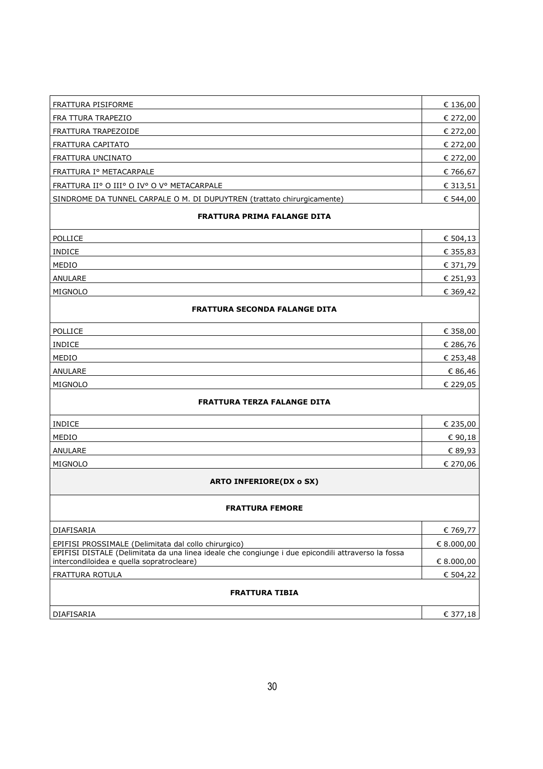| | |
|---|---|
| FRATTURA PISIFORME | € 136,00 |
| FRA TTURA TRAPEZIO | € 272,00 |
| FRATTURA TRAPEZOIDE | € 272,00 |
| FRATTURA CAPITATO | € 272,00 |
| FRATTURA UNCINATO | € 272,00 |
| FRATTURA I° METACARPALE | € 766,67 |
| FRATTURA II° O III° O IV° O V° METACARPALE | € 313,51 |
| SINDROME DA TUNNEL CARPALE O M. DI DUPUYTREN (trattato chirurgicamente) | € 544,00 |
| **FRATTURA PRIMA FALANGE DITA** | |
| POLLICE | € 504,13 |
| INDICE | € 355,83 |
| MEDIO | € 371,79 |
| ANULARE | € 251,93 |
| MIGNOLO | € 369,42 |
| **FRATTURA SECONDA FALANGE DITA** | |
| POLLICE | € 358,00 |
| INDICE | € 286,76 |
| MEDIO | € 253,48 |
| ANULARE | € 86,46 |
| MIGNOLO | € 229,05 |
| **FRATTURA TERZA FALANGE DITA** | |
| INDICE | € 235,00 |
| MEDIO | € 90,18 |
| ANULARE | € 89,93 |
| MIGNOLO | € 270,06 |
| **ARTO INFERIORE(DX o SX)** | |
| **FRATTURA FEMORE** | |
| DIAFISARIA | € 769,77 |
| EPIFISI PROSSIMALE (Delimitata dal collo chirurgico) | € 8.000,00 |
| EPIFISI DISTALE (Delimitata da una linea ideale che congiunge i due epicondili attraverso la fossa intercondiloidea e quella sopratrocleare) | € 8.000,00 |
| FRATTURA ROTULA | € 504,22 |
| **FRATTURA TIBIA** | |
| DIAFISARIA | € 377,18 |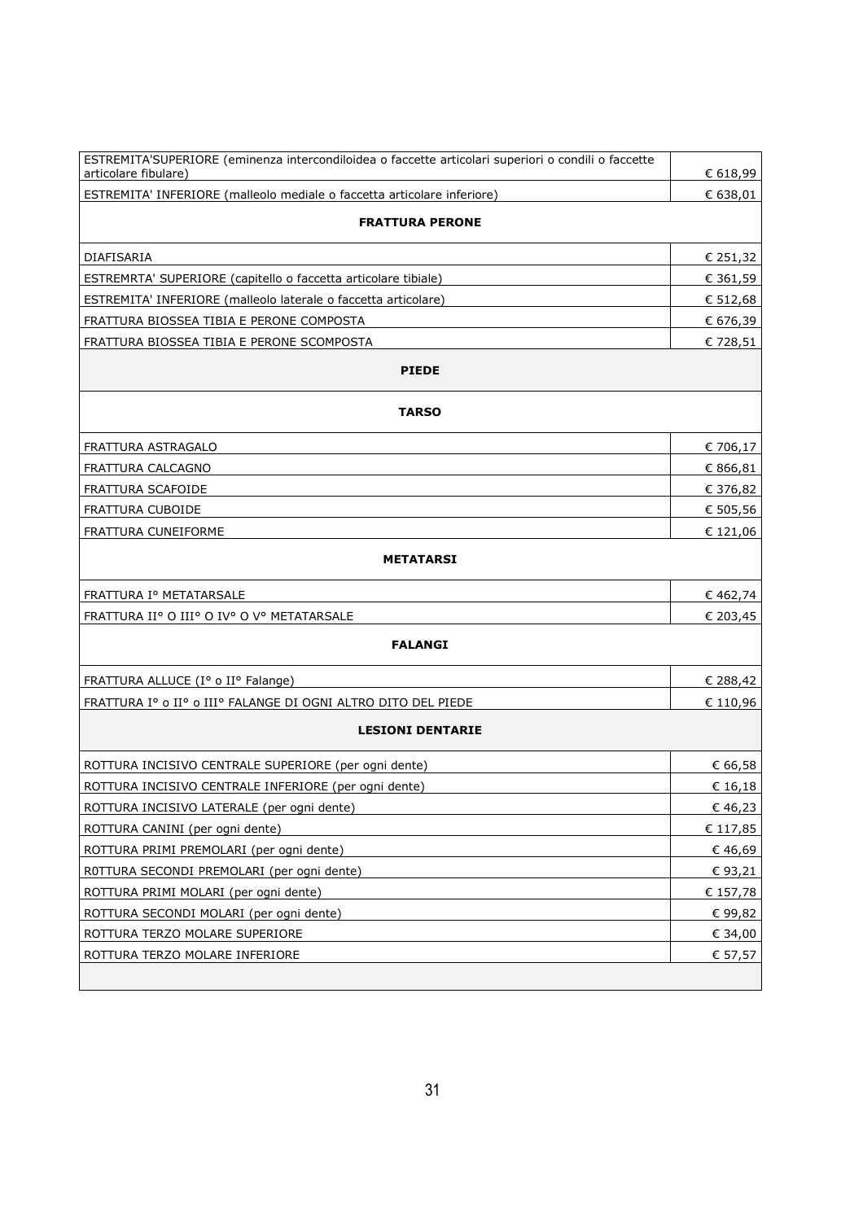| | |
|---|---|
| ESTREMITA'SUPERIORE (eminenza intercondiloidea o faccette articolari superiori o condili o faccette articolare fibulare) | € 618,99 |
| ESTREMITA' INFERIORE (malleolo mediale o faccetta articolare inferiore) | € 638,01 |
| **FRATTURA PERONE** | |
| DIAFISARIA | € 251,32 |
| ESTREMRTA' SUPERIORE (capitello o faccetta articolare tibiale) | € 361,59 |
| ESTREMITA' INFERIORE (malleolo laterale o faccetta articolare) | € 512,68 |
| FRATTURA BIOSSEA TIBIA E PERONE COMPOSTA | € 676,39 |
| FRATTURA BIOSSEA TIBIA E PERONE SCOMPOSTA | € 728,51 |
| **PIEDE** | |
| **TARSO** | |
| FRATTURA ASTRAGALO | € 706,17 |
| FRATTURA CALCAGNO | € 866,81 |
| FRATTURA SCAFOIDE | € 376,82 |
| FRATTURA CUBOIDE | € 505,56 |
| FRATTURA CUNEIFORME | € 121,06 |
| **METATARSI** | |
| FRATTURA I° METATARSALE | € 462,74 |
| FRATTURA II° O III° O IV° O V° METATARSALE | € 203,45 |
| **FALANGI** | |
| FRATTURA ALLUCE (I° o II° Falange) | € 288,42 |
| FRATTURA I° o II° o III° FALANGE DI OGNI ALTRO DITO DEL PIEDE | € 110,96 |
| **LESIONI DENTARIE** | |
| ROTTURA INCISIVO CENTRALE SUPERIORE (per ogni dente) | € 66,58 |
| ROTTURA INCISIVO CENTRALE INFERIORE (per ogni dente) | € 16,18 |
| ROTTURA INCISIVO LATERALE (per ogni dente) | € 46,23 |
| ROTTURA CANINI (per ogni dente) | € 117,85 |
| ROTTURA PRIMI PREMOLARI (per ogni dente) | € 46,69 |
| R0TTURA SECONDI PREMOLARI (per ogni dente) | € 93,21 |
| ROTTURA PRIMI MOLARI (per ogni dente) | € 157,78 |
| ROTTURA SECONDI MOLARI (per ogni dente) | € 99,82 |
| ROTTURA TERZO MOLARE SUPERIORE | € 34,00 |
| ROTTURA TERZO MOLARE INFERIORE | € 57,57 |
| | |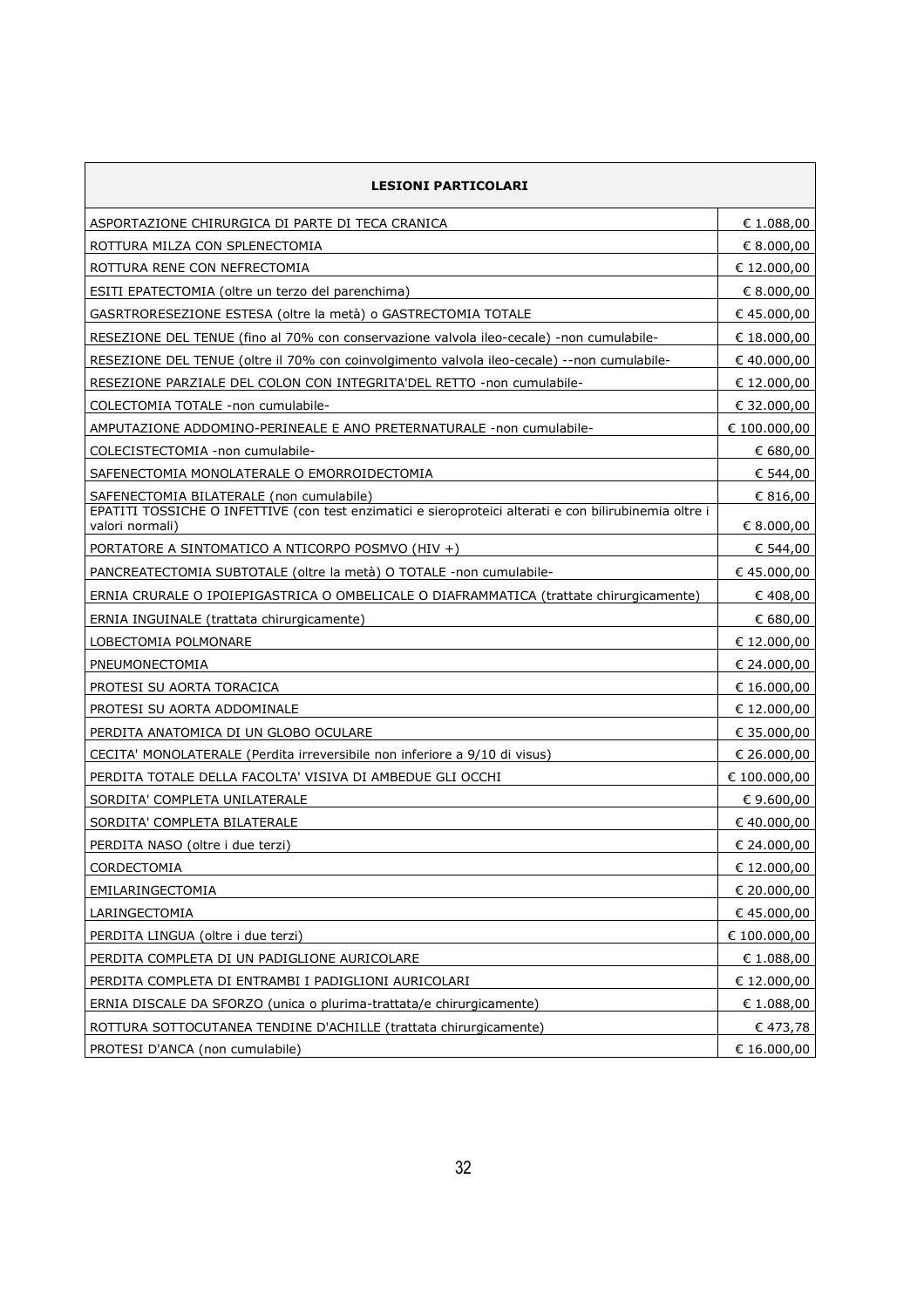| LESIONI PARTICOLARI | |
|---|---|
| ASPORTAZIONE CHIRURGICA DI PARTE DI TECA CRANICA | € 1.088,00 |
| ROTTURA MILZA CON SPLENECTOMIA | € 8.000,00 |
| ROTTURA RENE CON NEFRECTOMIA | € 12.000,00 |
| ESITI EPATECTOMIA (oltre un terzo del parenchima) | € 8.000,00 |
| GASRTRORESEZIONE ESTESA (oltre la metà) o GASTRECTOMIA TOTALE | € 45.000,00 |
| RESEZIONE DEL TENUE (fino al 70% con conservazione valvola ileo-cecale) -non cumulabile- | € 18.000,00 |
| RESEZIONE DEL TENUE (oltre il 70% con coinvolgimento valvola ileo-cecale) --non cumulabile- | € 40.000,00 |
| RESEZIONE PARZIALE DEL COLON CON INTEGRITA'DEL RETTO -non cumulabile- | € 12.000,00 |
| COLECTOMIA TOTALE -non cumulabile- | € 32.000,00 |
| AMPUTAZIONE ADDOMINO-PERINEALE E ANO PRETERNATURALE -non cumulabile- | € 100.000,00 |
| COLECISTECTOMIA -non cumulabile- | € 680,00 |
| SAFENECTOMIA MONOLATERALE O EMORROIDECTOMIA | € 544,00 |
| SAFENECTOMIA BILATERALE (non cumulabile) | € 816,00 |
| EPATITI TOSSICHE O INFETTIVE (con test enzimatici e sieroproteici alterati e con bilirubinemia oltre i valori normali) | € 8.000,00 |
| PORTATORE A SINTOMATICO A NTICORPO POSMVO (HIV +) | € 544,00 |
| PANCREATECTOMIA SUBTOTALE (oltre la metà) O TOTALE -non cumulabile- | € 45.000,00 |
| ERNIA CRURALE O IPOIEPIGASTRICA O OMBELICALE O DIAFRAMMATICA (trattate chirurgicamente) | € 408,00 |
| ERNIA INGUINALE (trattata chirurgicamente) | € 680,00 |
| LOBECTOMIA POLMONARE | € 12.000,00 |
| PNEUMONECTOMIA | € 24.000,00 |
| PROTESI SU AORTA TORACICA | € 16.000,00 |
| PROTESI SU AORTA ADDOMINALE | € 12.000,00 |
| PERDITA ANATOMICA DI UN GLOBO OCULARE | € 35.000,00 |
| CECITA' MONOLATERALE (Perdita irreversibile non inferiore a 9/10 di visus) | € 26.000,00 |
| PERDITA TOTALE DELLA FACOLTA' VISIVA DI AMBEDUE GLI OCCHI | € 100.000,00 |
| SORDITA' COMPLETA UNILATERALE | € 9.600,00 |
| SORDITA' COMPLETA BILATERALE | € 40.000,00 |
| PERDITA NASO (oltre i due terzi) | € 24.000,00 |
| CORDECTOMIA | € 12.000,00 |
| EMILARINGECTOMIA | € 20.000,00 |
| LARINGECTOMIA | € 45.000,00 |
| PERDITA LINGUA (oltre i due terzi) | € 100.000,00 |
| PERDITA COMPLETA DI UN PADIGLIONE AURICOLARE | € 1.088,00 |
| PERDITA COMPLETA DI ENTRAMBI I PADIGLIONI AURICOLARI | € 12.000,00 |
| ERNIA DISCALE DA SFORZO (unica o plurima-trattata/e chirurgicamente) | € 1.088,00 |
| ROTTURA SOTTOCUTANEA TENDINE D'ACHILLE (trattata chirurgicamente) | € 473,78 |
| PROTESI D'ANCA (non cumulabile) | € 16.000,00 |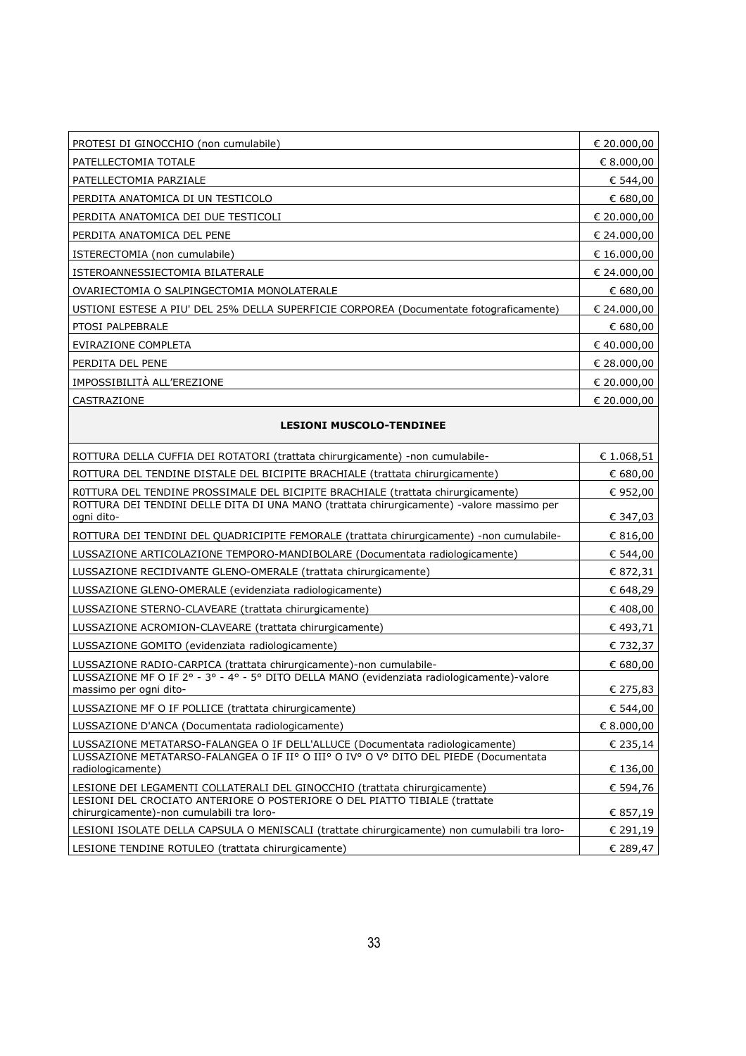| | |
|---|---|
| PROTESI DI GINOCCHIO (non cumulabile) | € 20.000,00 |
| PATELLECTOMIA TOTALE | € 8.000,00 |
| PATELLECTOMIA PARZIALE | € 544,00 |
| PERDITA ANATOMICA DI UN TESTICOLO | € 680,00 |
| PERDITA ANATOMICA DEI DUE TESTICOLI | € 20.000,00 |
| PERDITA ANATOMICA DEL PENE | € 24.000,00 |
| ISTERECTOMIA (non cumulabile) | € 16.000,00 |
| ISTEROANNESSIECTOMIA BILATERALE | € 24.000,00 |
| OVARIECTOMIA O SALPINGECTOMIA MONOLATERALE | € 680,00 |
| USTIONI ESTESE A PIU' DEL 25% DELLA SUPERFICIE CORPOREA (Documentate fotograficamente) | € 24.000,00 |
| PTOSI PALPEBRALE | € 680,00 |
| EVIRAZIONE COMPLETA | € 40.000,00 |
| PERDITA DEL PENE | € 28.000,00 |
| IMPOSSIBILITÀ ALL'EREZIONE | € 20.000,00 |
| CASTRAZIONE | € 20.000,00 |
| **LESIONI MUSCOLO-TENDINEE** | |
| ROTTURA DELLA CUFFIA DEI ROTATORI (trattata chirurgicamente) -non cumulabile- | € 1.068,51 |
| ROTTURA DEL TENDINE DISTALE DEL BICIPITE BRACHIALE (trattata chirurgicamente) | € 680,00 |
| R0TTURA DEL TENDINE PROSSIMALE DEL BICIPITE BRACHIALE (trattata chirurgicamente) | € 952,00 |
| ROTTURA DEI TENDINI DELLE DITA DI UNA MANO (trattata chirurgicamente) -valore massimo per ogni dito- | € 347,03 |
| ROTTURA DEI TENDINI DEL QUADRICIPITE FEMORALE (trattata chirurgicamente) -non cumulabile- | € 816,00 |
| LUSSAZIONE ARTICOLAZIONE TEMPORO-MANDIBOLARE (Documentata radiologicamente) | € 544,00 |
| LUSSAZIONE RECIDIVANTE GLENO-OMERALE (trattata chirurgicamente) | € 872,31 |
| LUSSAZIONE GLENO-OMERALE (evidenziata radiologicamente) | € 648,29 |
| LUSSAZIONE STERNO-CLAVEARE (trattata chirurgicamente) | € 408,00 |
| LUSSAZIONE ACROMION-CLAVEARE (trattata chirurgicamente) | € 493,71 |
| LUSSAZIONE GOMITO (evidenziata radiologicamente) | € 732,37 |
| LUSSAZIONE RADIO-CARPICA (trattata chirurgicamente)-non cumulabile- | € 680,00 |
| LUSSAZIONE MF O IF 2° - 3° - 4° - 5° DITO DELLA MANO (evidenziata radiologicamente)-valore massimo per ogni dito- | € 275,83 |
| LUSSAZIONE MF O IF POLLICE (trattata chirurgicamente) | € 544,00 |
| LUSSAZIONE D'ANCA (Documentata radiologicamente) | € 8.000,00 |
| LUSSAZIONE METATARSO-FALANGEA O IF DELL'ALLUCE (Documentata radiologicamente) | € 235,14 |
| LUSSAZIONE METATARSO-FALANGEA O IF II° O III° O IV° O V° DITO DEL PIEDE (Documentata radiologicamente) | € 136,00 |
| LESIONE DEI LEGAMENTI COLLATERALI DEL GINOCCHIO (trattata chirurgicamente) | € 594,76 |
| LESIONI DEL CROCIATO ANTERIORE O POSTERIORE O DEL PIATTO TIBIALE (trattate chirurgicamente)-non cumulabili tra loro- | € 857,19 |
| LESIONI ISOLATE DELLA CAPSULA O MENISCALI (trattate chirurgicamente) non cumulabili tra loro- | € 291,19 |
| LESIONE TENDINE ROTULEO (trattata chirurgicamente) | € 289,47 |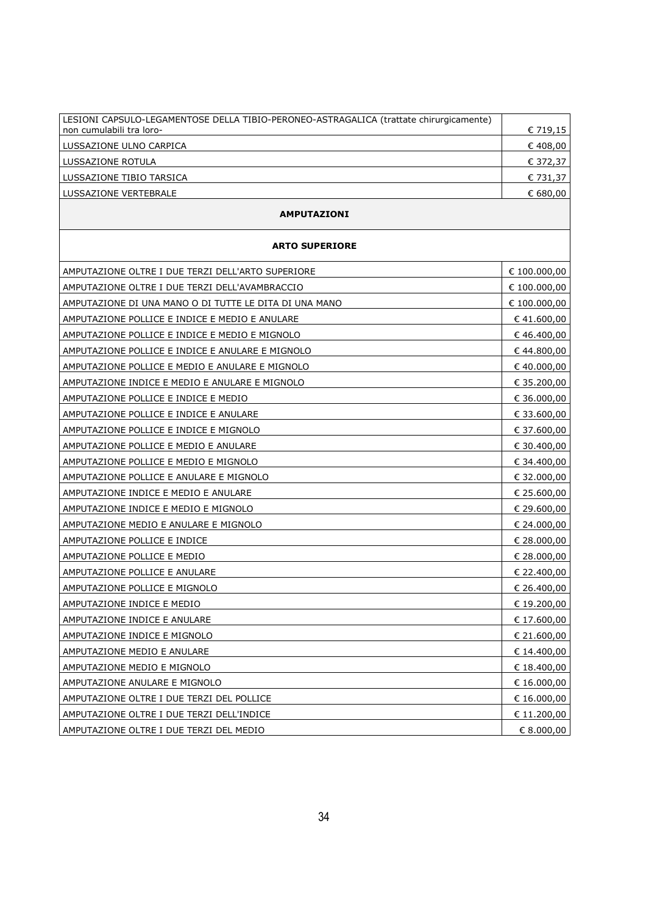| | |
|---|---|
| LESIONI CAPSULO-LEGAMENTOSE DELLA TIBIO-PERONEO-ASTRAGALICA (trattate chirurgicamente) non cumulabili tra loro- | € 719,15 |
| LUSSAZIONE ULNO CARPICA | € 408,00 |
| LUSSAZIONE ROTULA | € 372,37 |
| LUSSAZIONE TIBIO TARSICA | € 731,37 |
| LUSSAZIONE VERTEBRALE | € 680,00 |
| **AMPUTAZIONI** | |
| **ARTO SUPERIORE** | |
| AMPUTAZIONE OLTRE I DUE TERZI DELL'ARTO SUPERIORE | € 100.000,00 |
| AMPUTAZIONE OLTRE I DUE TERZI DELL'AVAMBRACCIO | € 100.000,00 |
| AMPUTAZIONE DI UNA MANO O DI TUTTE LE DITA DI UNA MANO | € 100.000,00 |
| AMPUTAZIONE POLLICE E INDICE E MEDIO E ANULARE | € 41.600,00 |
| AMPUTAZIONE POLLICE E INDICE E MEDIO E MIGNOLO | € 46.400,00 |
| AMPUTAZIONE POLLICE E INDICE E ANULARE E MIGNOLO | € 44.800,00 |
| AMPUTAZIONE POLLICE E MEDIO E ANULARE E MIGNOLO | € 40.000,00 |
| AMPUTAZIONE INDICE E MEDIO E ANULARE E MIGNOLO | € 35.200,00 |
| AMPUTAZIONE POLLICE E INDICE E MEDIO | € 36.000,00 |
| AMPUTAZIONE POLLICE E INDICE E ANULARE | € 33.600,00 |
| AMPUTAZIONE POLLICE E INDICE E MIGNOLO | € 37.600,00 |
| AMPUTAZIONE POLLICE E MEDIO E ANULARE | € 30.400,00 |
| AMPUTAZIONE POLLICE E MEDIO E MIGNOLO | € 34.400,00 |
| AMPUTAZIONE POLLICE E ANULARE E MIGNOLO | € 32.000,00 |
| AMPUTAZIONE INDICE E MEDIO E ANULARE | € 25.600,00 |
| AMPUTAZIONE INDICE E MEDIO E MIGNOLO | € 29.600,00 |
| AMPUTAZIONE MEDIO E ANULARE E MIGNOLO | € 24.000,00 |
| AMPUTAZIONE POLLICE E INDICE | € 28.000,00 |
| AMPUTAZIONE POLLICE E MEDIO | € 28.000,00 |
| AMPUTAZIONE POLLICE E ANULARE | € 22.400,00 |
| AMPUTAZIONE POLLICE E MIGNOLO | € 26.400,00 |
| AMPUTAZIONE INDICE E MEDIO | € 19.200,00 |
| AMPUTAZIONE INDICE E ANULARE | € 17.600,00 |
| AMPUTAZIONE INDICE E MIGNOLO | € 21.600,00 |
| AMPUTAZIONE MEDIO E ANULARE | € 14.400,00 |
| AMPUTAZIONE MEDIO E MIGNOLO | € 18.400,00 |
| AMPUTAZIONE ANULARE E MIGNOLO | € 16.000,00 |
| AMPUTAZIONE OLTRE I DUE TERZI DEL POLLICE | € 16.000,00 |
| AMPUTAZIONE OLTRE I DUE TERZI DELL'INDICE | € 11.200,00 |
| AMPUTAZIONE OLTRE I DUE TERZI DEL MEDIO | € 8.000,00 |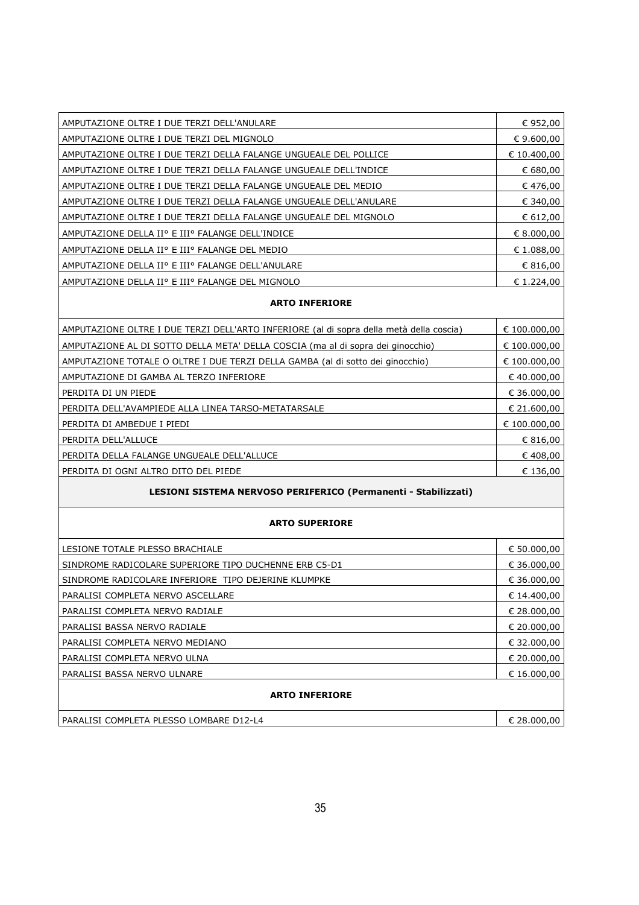| | |
|---|---|
| AMPUTAZIONE OLTRE I DUE TERZI DELL'ANULARE | € 952,00 |
| AMPUTAZIONE OLTRE I DUE TERZI DEL MIGNOLO | € 9.600,00 |
| AMPUTAZIONE OLTRE I DUE TERZI DELLA FALANGE UNGUEALE DEL POLLICE | € 10.400,00 |
| AMPUTAZIONE OLTRE I DUE TERZI DELLA FALANGE UNGUEALE DELL'INDICE | € 680,00 |
| AMPUTAZIONE OLTRE I DUE TERZI DELLA FALANGE UNGUEALE DEL MEDIO | € 476,00 |
| AMPUTAZIONE OLTRE I DUE TERZI DELLA FALANGE UNGUEALE DELL'ANULARE | € 340,00 |
| AMPUTAZIONE OLTRE I DUE TERZI DELLA FALANGE UNGUEALE DEL MIGNOLO | € 612,00 |
| AMPUTAZIONE DELLA II° E III° FALANGE DELL'INDICE | € 8.000,00 |
| AMPUTAZIONE DELLA II° E III° FALANGE DEL MEDIO | € 1.088,00 |
| AMPUTAZIONE DELLA II° E III° FALANGE DELL'ANULARE | € 816,00 |
| AMPUTAZIONE DELLA II° E III° FALANGE DEL MIGNOLO | € 1.224,00 |
| **ARTO INFERIORE** | |
| AMPUTAZIONE OLTRE I DUE TERZI DELL'ARTO INFERIORE (al di sopra della metà della coscia) | € 100.000,00 |
| AMPUTAZIONE AL DI SOTTO DELLA META' DELLA COSCIA (ma al di sopra dei ginocchio) | € 100.000,00 |
| AMPUTAZIONE TOTALE O OLTRE I DUE TERZI DELLA GAMBA (al di sotto dei ginocchio) | € 100.000,00 |
| AMPUTAZIONE DI GAMBA AL TERZO INFERIORE | € 40.000,00 |
| PERDITA DI UN PIEDE | € 36.000,00 |
| PERDITA DELL'AVAMPIEDE ALLA LINEA TARSO-METATARSALE | € 21.600,00 |
| PERDITA DI AMBEDUE I PIEDI | € 100.000,00 |
| PERDITA DELL'ALLUCE | € 816,00 |
| PERDITA DELLA FALANGE UNGUEALE DELL'ALLUCE | € 408,00 |
| PERDITA DI OGNI ALTRO DITO DEL PIEDE | € 136,00 |
| **LESIONI SISTEMA NERVOSO PERIFERICO (Permanenti - Stabilizzati)** | |
| **ARTO SUPERIORE** | |
| LESIONE TOTALE PLESSO BRACHIALE | € 50.000,00 |
| SINDROME RADICOLARE SUPERIORE TIPO DUCHENNE ERB C5-D1 | € 36.000,00 |
| SINDROME RADICOLARE INFERIORE TIPO DEJERINE KLUMPKE | € 36.000,00 |
| PARALISI COMPLETA NERVO ASCELLARE | € 14.400,00 |
| PARALISI COMPLETA NERVO RADIALE | € 28.000,00 |
| PARALISI BASSA NERVO RADIALE | € 20.000,00 |
| PARALISI COMPLETA NERVO MEDIANO | € 32.000,00 |
| PARALISI COMPLETA NERVO ULNA | € 20.000,00 |
| PARALISI BASSA NERVO ULNARE | € 16.000,00 |
| **ARTO INFERIORE** | |
| PARALISI COMPLETA PLESSO LOMBARE D12-L4 | € 28.000,00 |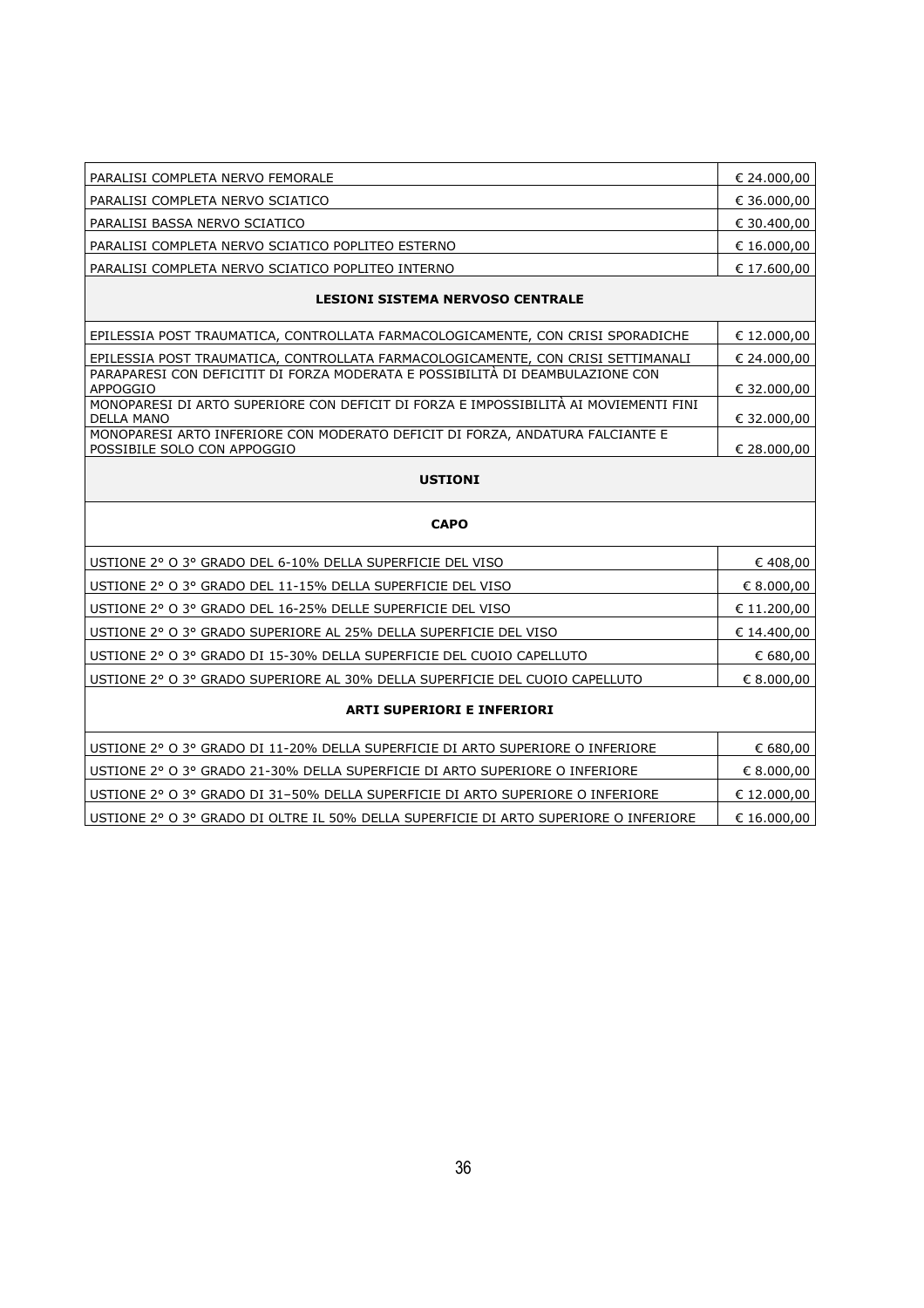| | |
|---|---|
| PARALISI COMPLETA NERVO FEMORALE | € 24.000,00 |
| PARALISI COMPLETA NERVO SCIATICO | € 36.000,00 |
| PARALISI BASSA NERVO SCIATICO | € 30.400,00 |
| PARALISI COMPLETA NERVO SCIATICO POPLITEO ESTERNO | € 16.000,00 |
| PARALISI COMPLETA NERVO SCIATICO POPLITEO INTERNO | € 17.600,00 |
| **LESIONI SISTEMA NERVOSO CENTRALE** | |
| EPILESSIA POST TRAUMATICA, CONTROLLATA FARMACOLOGICAMENTE, CON CRISI SPORADICHE | € 12.000,00 |
| EPILESSIA POST TRAUMATICA, CONTROLLATA FARMACOLOGICAMENTE, CON CRISI SETTIMANALI | € 24.000,00 |
| PARAPARESI CON DEFICITIT DI FORZA MODERATA E POSSIBILITÀ DI DEAMBULAZIONE CON APPOGGIO | € 32.000,00 |
| MONOPARESI DI ARTO SUPERIORE CON DEFICIT DI FORZA E IMPOSSIBILITÀ AI MOVIEMENTI FINI DELLA MANO | € 32.000,00 |
| MONOPARESI ARTO INFERIORE CON MODERATO DEFICIT DI FORZA, ANDATURA FALCIANTE E POSSIBILE SOLO CON APPOGGIO | € 28.000,00 |
| **USTIONI** | |
| **CAPO** | |
| USTIONE 2° O 3° GRADO DEL 6-10% DELLA SUPERFICIE DEL VISO | € 408,00 |
| USTIONE 2° O 3° GRADO DEL 11-15% DELLA SUPERFICIE DEL VISO | € 8.000,00 |
| USTIONE 2° O 3° GRADO DEL 16-25% DELLE SUPERFICIE DEL VISO | € 11.200,00 |
| USTIONE 2° O 3° GRADO SUPERIORE AL 25% DELLA SUPERFICIE DEL VISO | € 14.400,00 |
| USTIONE 2° O 3° GRADO DI 15-30% DELLA SUPERFICIE DEL CUOIO CAPELLUTO | € 680,00 |
| USTIONE 2° O 3° GRADO SUPERIORE AL 30% DELLA SUPERFICIE DEL CUOIO CAPELLUTO | € 8.000,00 |
| **ARTI SUPERIORI E INFERIORI** | |
| USTIONE 2° O 3° GRADO DI 11-20% DELLA SUPERFICIE DI ARTO SUPERIORE O INFERIORE | € 680,00 |
| USTIONE 2° O 3° GRADO 21-30% DELLA SUPERFICIE DI ARTO SUPERIORE O INFERIORE | € 8.000,00 |
| USTIONE 2° O 3° GRADO DI 31–50% DELLA SUPERFICIE DI ARTO SUPERIORE O INFERIORE | € 12.000,00 |
| USTIONE 2° O 3° GRADO DI OLTRE IL 50% DELLA SUPERFICIE DI ARTO SUPERIORE O INFERIORE | € 16.000,00 |